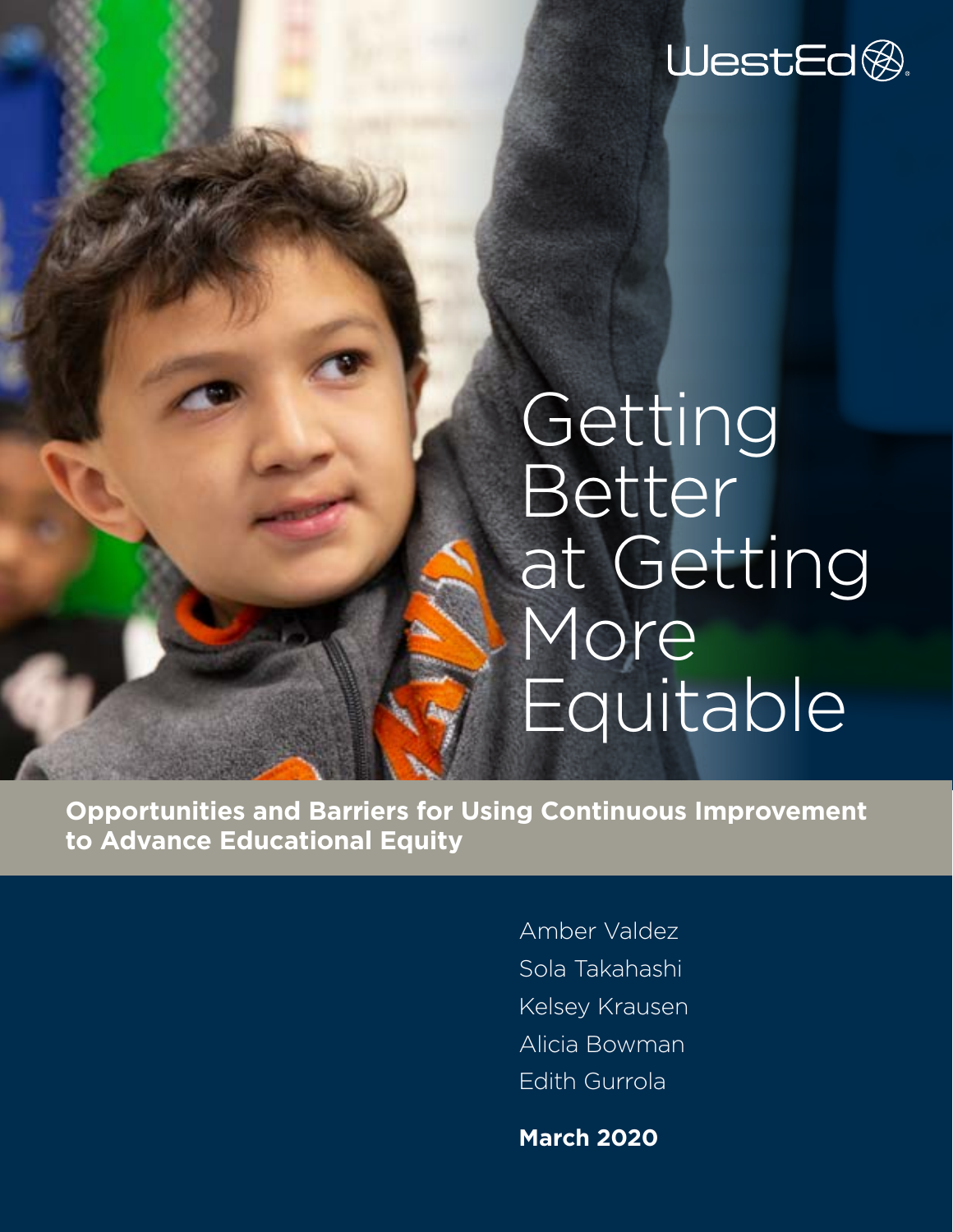WestEd

# Getting Better at Getting More Equitable

**Opportunities and Barriers for Using Continuous Improvement to Advance Educational Equity**

Amber Valdez
Sola Takahashi
Kelsey Krausen
Alicia Bowman
Edith Gurrola

**March 2020**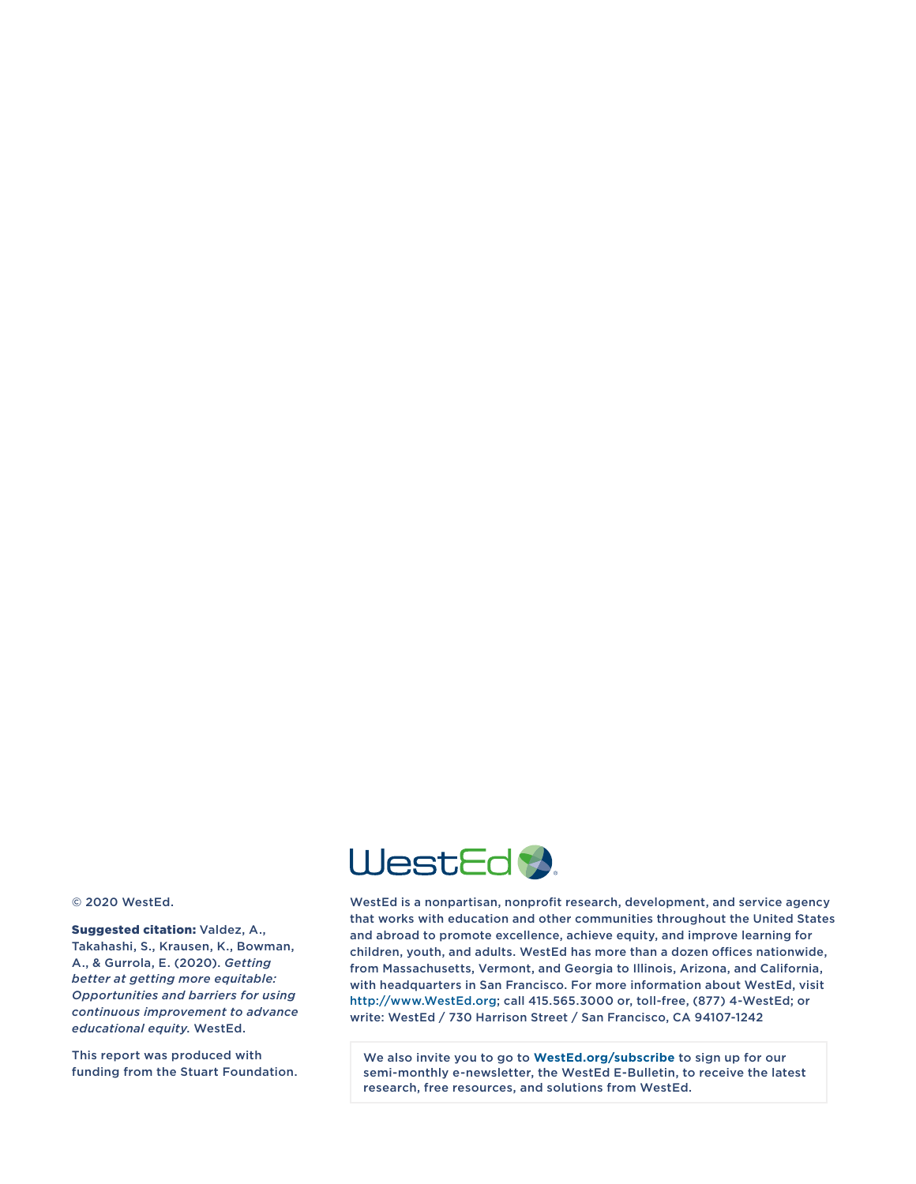© 2020 WestEd.

**Suggested citation:** Valdez, A., Takahashi, S., Krausen, K., Bowman, A., & Gurrola, E. (2020). *Getting better at getting more equitable: Opportunities and barriers for using continuous improvement to advance educational equity.* WestEd.

This report was produced with funding from the Stuart Foundation.

WestEd is a nonpartisan, nonprofit research, development, and service agency that works with education and other communities throughout the United States and abroad to promote excellence, achieve equity, and improve learning for children, youth, and adults. WestEd has more than a dozen offices nationwide, from Massachusetts, Vermont, and Georgia to Illinois, Arizona, and California, with headquarters in San Francisco. For more information about WestEd, visit http://www.WestEd.org; call 415.565.3000 or, toll-free, (877) 4-WestEd; or write: WestEd / 730 Harrison Street / San Francisco, CA 94107-1242

We also invite you to go to **WestEd.org/subscribe** to sign up for our semi-monthly e-newsletter, the WestEd E-Bulletin, to receive the latest research, free resources, and solutions from WestEd.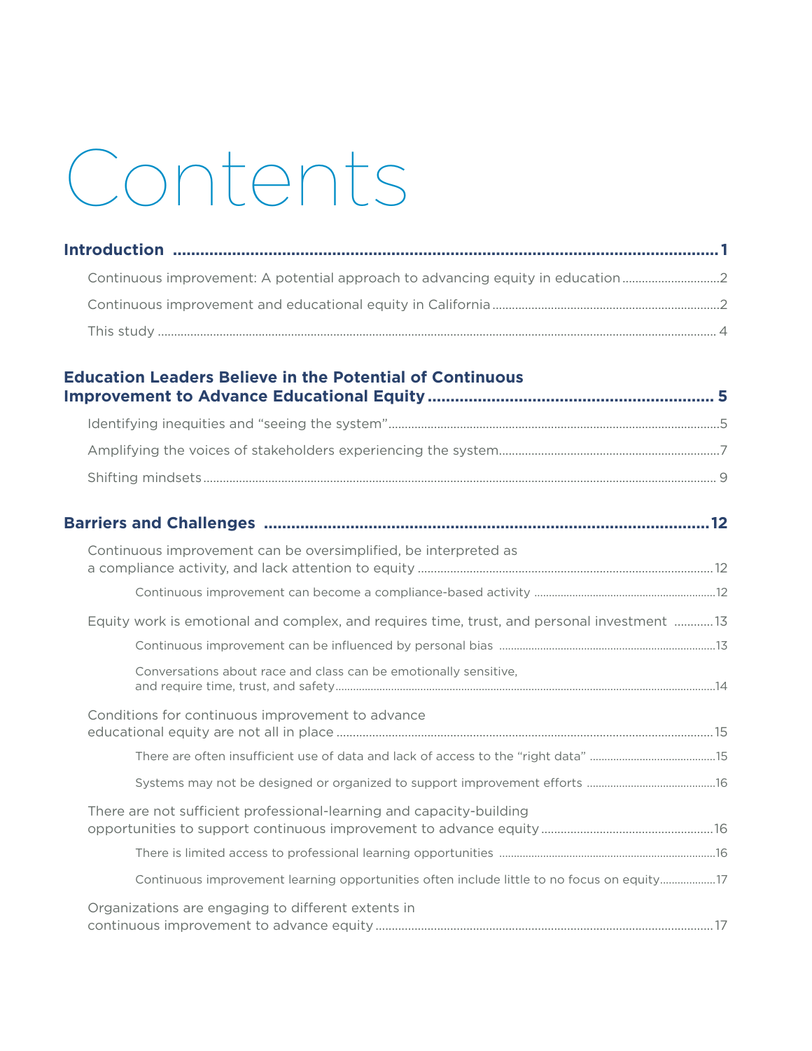# Contents

**Introduction** ........................................................................................................................ **1**

- Continuous improvement: A potential approach to advancing equity in education ........................ 2
- Continuous improvement and educational equity in California ........................................................ 2
- This study ....................................................................................................................................... 4

**Education Leaders Believe in the Potential of Continuous Improvement to Advance Educational Equity** ........................................................ **5**

- Identifying inequities and "seeing the system" ................................................................................ 5
- Amplifying the voices of stakeholders experiencing the system ........................................................ 7
- Shifting mindsets ............................................................................................................................ 9

**Barriers and Challenges** ........................................................................................................ **12**

- Continuous improvement can be oversimplified, be interpreted as a compliance activity, and lack attention to equity .............................................................. 12
    - Continuous improvement can become a compliance-based activity ............................................ 12
- Equity work is emotional and complex, and requires time, trust, and personal investment ............ 13
    - Continuous improvement can be influenced by personal bias ..................................................... 13
    - Conversations about race and class can be emotionally sensitive, and require time, trust, and safety ............................................................................................. 14
- Conditions for continuous improvement to advance educational equity are not all in place .......................................................................................... 15
    - There are often insufficient use of data and lack of access to the "right data" ............................ 15
    - Systems may not be designed or organized to support improvement efforts ............................... 16
- There are not sufficient professional-learning and capacity-building opportunities to support continuous improvement to advance equity ................................................ 16
    - There is limited access to professional learning opportunities .................................................... 16
    - Continuous improvement learning opportunities often include little to no focus on equity ........... 17
- Organizations are engaging to different extents in continuous improvement to advance equity ............................................................................................. 17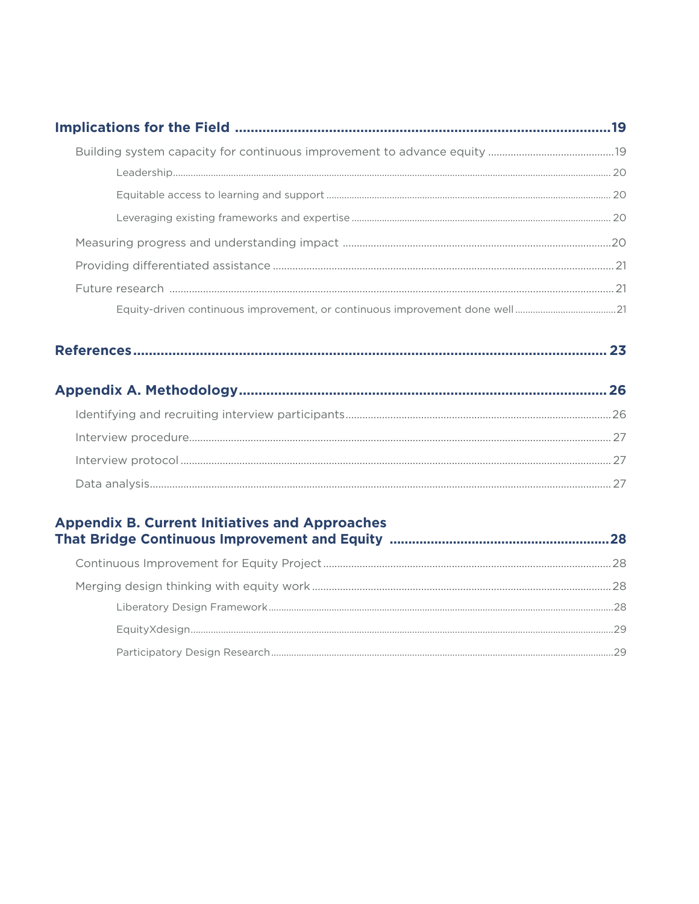**Implications for the Field** .......... 19

- Building system capacity for continuous improvement to advance equity .......... 19
  - Leadership .......... 20
  - Equitable access to learning and support .......... 20
  - Leveraging existing frameworks and expertise .......... 20
- Measuring progress and understanding impact .......... 20
- Providing differentiated assistance .......... 21
- Future research .......... 21
  - Equity-driven continuous improvement, or continuous improvement done well .......... 21

**References** .......... 23

**Appendix A. Methodology** .......... 26

- Identifying and recruiting interview participants .......... 26
- Interview procedure .......... 27
- Interview protocol .......... 27
- Data analysis .......... 27

**Appendix B. Current Initiatives and Approaches That Bridge Continuous Improvement and Equity** .......... 28

- Continuous Improvement for Equity Project .......... 28
- Merging design thinking with equity work .......... 28
  - Liberatory Design Framework .......... 28
  - EquityXdesign .......... 29
  - Participatory Design Research .......... 29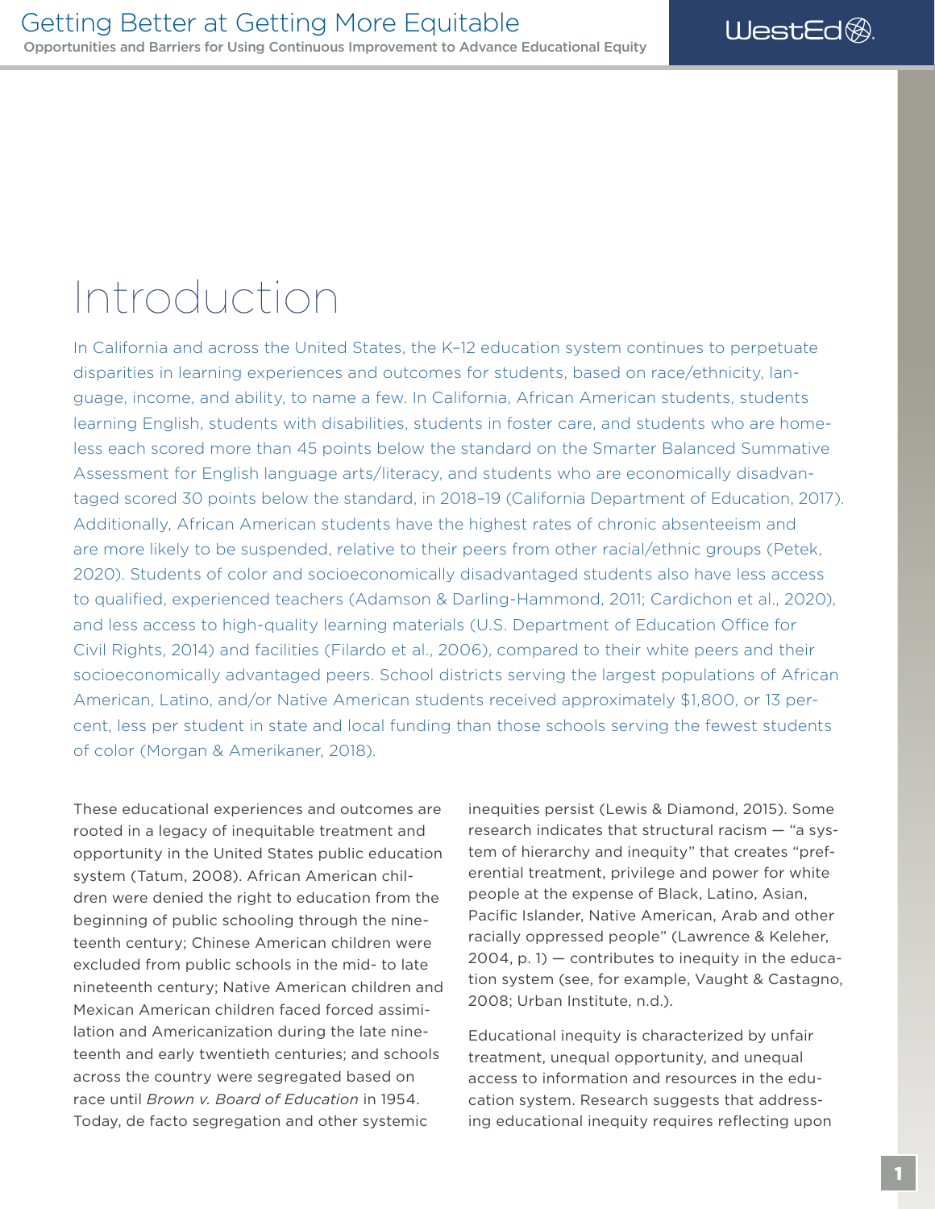# Introduction

In California and across the United States, the K–12 education system continues to perpetuate disparities in learning experiences and outcomes for students, based on race/ethnicity, language, income, and ability, to name a few. In California, African American students, students learning English, students with disabilities, students in foster care, and students who are homeless each scored more than 45 points below the standard on the Smarter Balanced Summative Assessment for English language arts/literacy, and students who are economically disadvantaged scored 30 points below the standard, in 2018–19 (California Department of Education, 2017). Additionally, African American students have the highest rates of chronic absenteeism and are more likely to be suspended, relative to their peers from other racial/ethnic groups (Petek, 2020). Students of color and socioeconomically disadvantaged students also have less access to qualified, experienced teachers (Adamson & Darling-Hammond, 2011; Cardichon et al., 2020), and less access to high-quality learning materials (U.S. Department of Education Office for Civil Rights, 2014) and facilities (Filardo et al., 2006), compared to their white peers and their socioeconomically advantaged peers. School districts serving the largest populations of African American, Latino, and/or Native American students received approximately $1,800, or 13 percent, less per student in state and local funding than those schools serving the fewest students of color (Morgan & Amerikaner, 2018).

These educational experiences and outcomes are rooted in a legacy of inequitable treatment and opportunity in the United States public education system (Tatum, 2008). African American children were denied the right to education from the beginning of public schooling through the nineteenth century; Chinese American children were excluded from public schools in the mid- to late nineteenth century; Native American children and Mexican American children faced forced assimilation and Americanization during the late nineteenth and early twentieth centuries; and schools across the country were segregated based on race until *Brown v. Board of Education* in 1954. Today, de facto segregation and other systemic inequities persist (Lewis & Diamond, 2015). Some research indicates that structural racism — "a system of hierarchy and inequity" that creates "preferential treatment, privilege and power for white people at the expense of Black, Latino, Asian, Pacific Islander, Native American, Arab and other racially oppressed people" (Lawrence & Keleher, 2004, p. 1) — contributes to inequity in the education system (see, for example, Vaught & Castagno, 2008; Urban Institute, n.d.).

Educational inequity is characterized by unfair treatment, unequal opportunity, and unequal access to information and resources in the education system. Research suggests that addressing educational inequity requires reflecting upon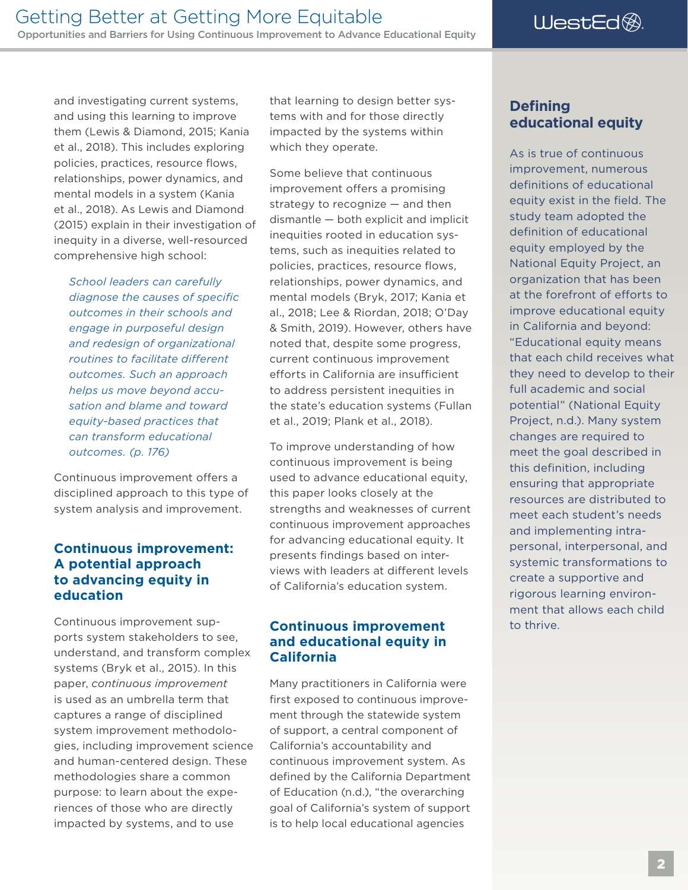and investigating current systems, and using this learning to improve them (Lewis & Diamond, 2015; Kania et al., 2018). This includes exploring policies, practices, resource flows, relationships, power dynamics, and mental models in a system (Kania et al., 2018). As Lewis and Diamond (2015) explain in their investigation of inequity in a diverse, well-resourced comprehensive high school:

> *School leaders can carefully diagnose the causes of specific outcomes in their schools and engage in purposeful design and redesign of organizational routines to facilitate different outcomes. Such an approach helps us move beyond accusation and blame and toward equity-based practices that can transform educational outcomes. (p. 176)*

Continuous improvement offers a disciplined approach to this type of system analysis and improvement.

## Continuous improvement: A potential approach to advancing equity in education

Continuous improvement supports system stakeholders to see, understand, and transform complex systems (Bryk et al., 2015). In this paper, *continuous improvement* is used as an umbrella term that captures a range of disciplined system improvement methodologies, including improvement science and human-centered design. These methodologies share a common purpose: to learn about the experiences of those who are directly impacted by systems, and to use that learning to design better systems with and for those directly impacted by the systems within which they operate.

Some believe that continuous improvement offers a promising strategy to recognize — and then dismantle — both explicit and implicit inequities rooted in education systems, such as inequities related to policies, practices, resource flows, relationships, power dynamics, and mental models (Bryk, 2017; Kania et al., 2018; Lee & Riordan, 2018; O'Day & Smith, 2019). However, others have noted that, despite some progress, current continuous improvement efforts in California are insufficient to address persistent inequities in the state's education systems (Fullan et al., 2019; Plank et al., 2018).

To improve understanding of how continuous improvement is being used to advance educational equity, this paper looks closely at the strengths and weaknesses of current continuous improvement approaches for advancing educational equity. It presents findings based on interviews with leaders at different levels of California's education system.

## Continuous improvement and educational equity in California

Many practitioners in California were first exposed to continuous improvement through the statewide system of support, a central component of California's accountability and continuous improvement system. As defined by the California Department of Education (n.d.), "the overarching goal of California's system of support is to help local educational agencies

### Defining educational equity

As is true of continuous improvement, numerous definitions of educational equity exist in the field. The study team adopted the definition of educational equity employed by the National Equity Project, an organization that has been at the forefront of efforts to improve educational equity in California and beyond: "Educational equity means that each child receives what they need to develop to their full academic and social potential" (National Equity Project, n.d.). Many system changes are required to meet the goal described in this definition, including ensuring that appropriate resources are distributed to meet each student's needs and implementing intrapersonal, interpersonal, and systemic transformations to create a supportive and rigorous learning environment that allows each child to thrive.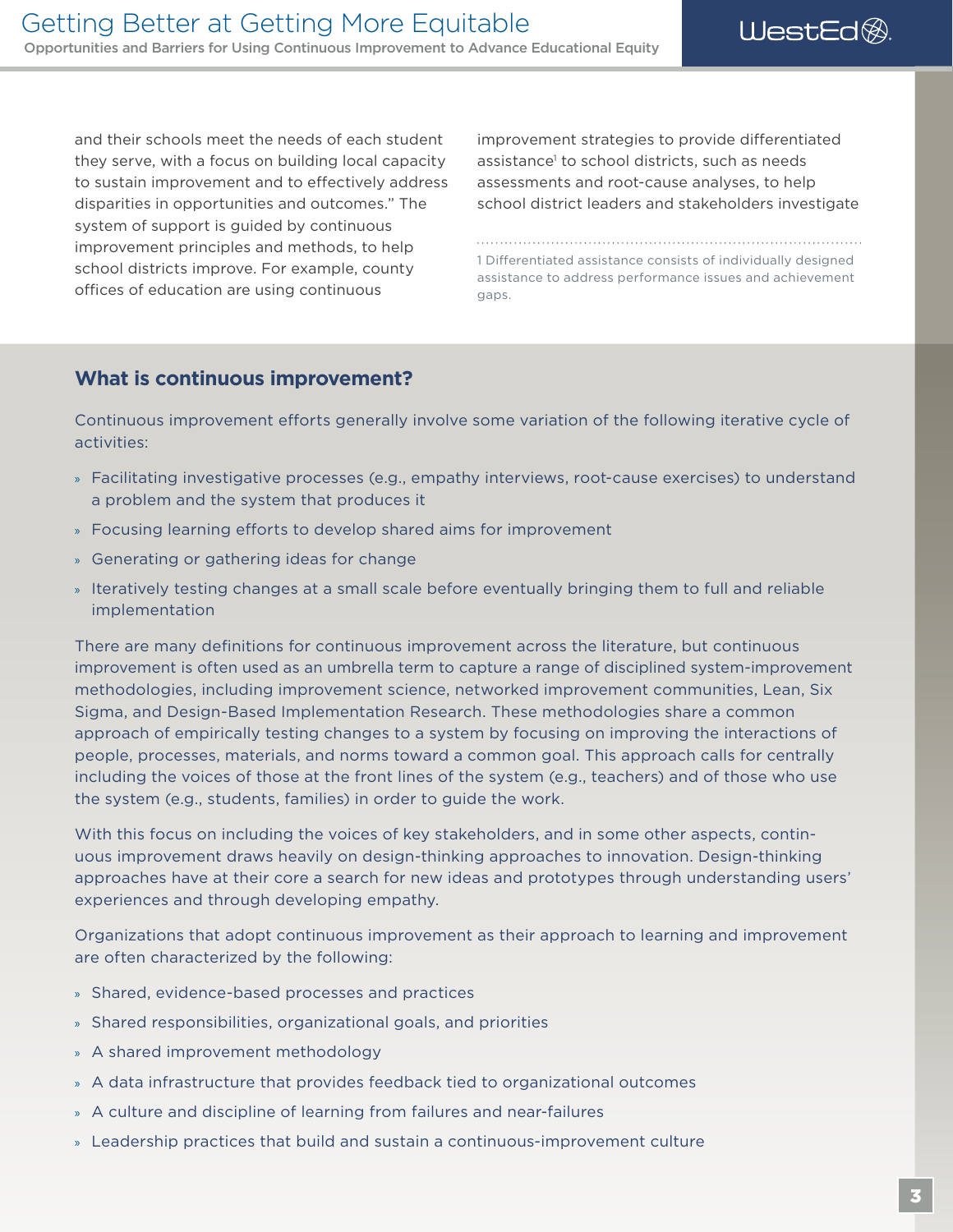and their schools meet the needs of each student they serve, with a focus on building local capacity to sustain improvement and to effectively address disparities in opportunities and outcomes." The system of support is guided by continuous improvement principles and methods, to help school districts improve. For example, county offices of education are using continuous improvement strategies to provide differentiated assistance[1] to school districts, such as needs assessments and root-cause analyses, to help school district leaders and stakeholders investigate

1 Differentiated assistance consists of individually designed assistance to address performance issues and achievement gaps.

## What is continuous improvement?

Continuous improvement efforts generally involve some variation of the following iterative cycle of activities:

- Facilitating investigative processes (e.g., empathy interviews, root-cause exercises) to understand a problem and the system that produces it
- Focusing learning efforts to develop shared aims for improvement
- Generating or gathering ideas for change
- Iteratively testing changes at a small scale before eventually bringing them to full and reliable implementation

There are many definitions for continuous improvement across the literature, but continuous improvement is often used as an umbrella term to capture a range of disciplined system-improvement methodologies, including improvement science, networked improvement communities, Lean, Six Sigma, and Design-Based Implementation Research. These methodologies share a common approach of empirically testing changes to a system by focusing on improving the interactions of people, processes, materials, and norms toward a common goal. This approach calls for centrally including the voices of those at the front lines of the system (e.g., teachers) and of those who use the system (e.g., students, families) in order to guide the work.

With this focus on including the voices of key stakeholders, and in some other aspects, continuous improvement draws heavily on design-thinking approaches to innovation. Design-thinking approaches have at their core a search for new ideas and prototypes through understanding users' experiences and through developing empathy.

Organizations that adopt continuous improvement as their approach to learning and improvement are often characterized by the following:

- Shared, evidence-based processes and practices
- Shared responsibilities, organizational goals, and priorities
- A shared improvement methodology
- A data infrastructure that provides feedback tied to organizational outcomes
- A culture and discipline of learning from failures and near-failures
- Leadership practices that build and sustain a continuous-improvement culture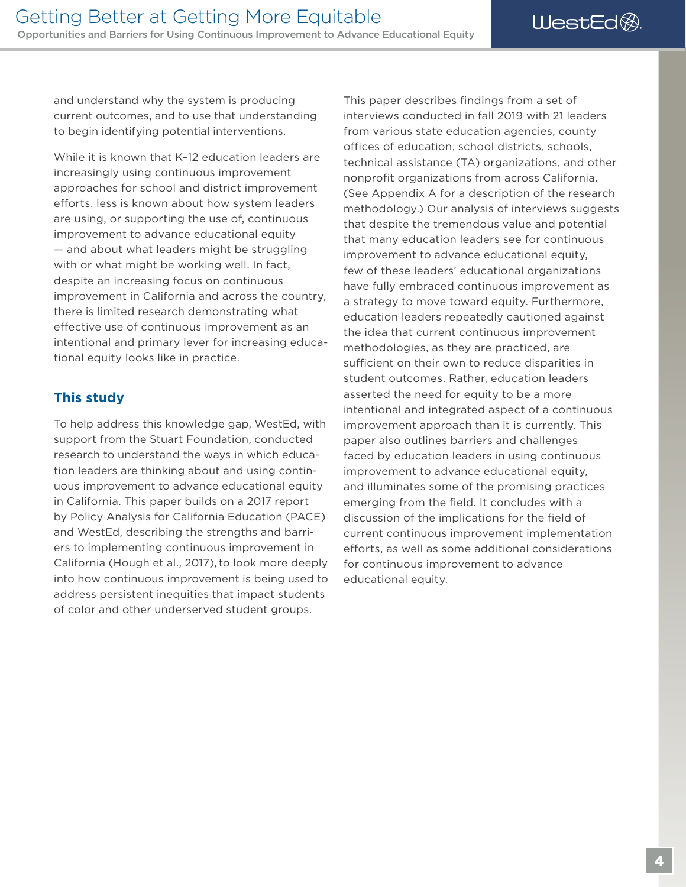and understand why the system is producing current outcomes, and to use that understanding to begin identifying potential interventions.

While it is known that K–12 education leaders are increasingly using continuous improvement approaches for school and district improvement efforts, less is known about how system leaders are using, or supporting the use of, continuous improvement to advance educational equity — and about what leaders might be struggling with or what might be working well. In fact, despite an increasing focus on continuous improvement in California and across the country, there is limited research demonstrating what effective use of continuous improvement as an intentional and primary lever for increasing educational equity looks like in practice.

## This study

To help address this knowledge gap, WestEd, with support from the Stuart Foundation, conducted research to understand the ways in which education leaders are thinking about and using continuous improvement to advance educational equity in California. This paper builds on a 2017 report by Policy Analysis for California Education (PACE) and WestEd, describing the strengths and barriers to implementing continuous improvement in California (Hough et al., 2017), to look more deeply into how continuous improvement is being used to address persistent inequities that impact students of color and other underserved student groups.

This paper describes findings from a set of interviews conducted in fall 2019 with 21 leaders from various state education agencies, county offices of education, school districts, schools, technical assistance (TA) organizations, and other nonprofit organizations from across California. (See Appendix A for a description of the research methodology.) Our analysis of interviews suggests that despite the tremendous value and potential that many education leaders see for continuous improvement to advance educational equity, few of these leaders' educational organizations have fully embraced continuous improvement as a strategy to move toward equity. Furthermore, education leaders repeatedly cautioned against the idea that current continuous improvement methodologies, as they are practiced, are sufficient on their own to reduce disparities in student outcomes. Rather, education leaders asserted the need for equity to be a more intentional and integrated aspect of a continuous improvement approach than it is currently. This paper also outlines barriers and challenges faced by education leaders in using continuous improvement to advance educational equity, and illuminates some of the promising practices emerging from the field. It concludes with a discussion of the implications for the field of current continuous improvement implementation efforts, as well as some additional considerations for continuous improvement to advance educational equity.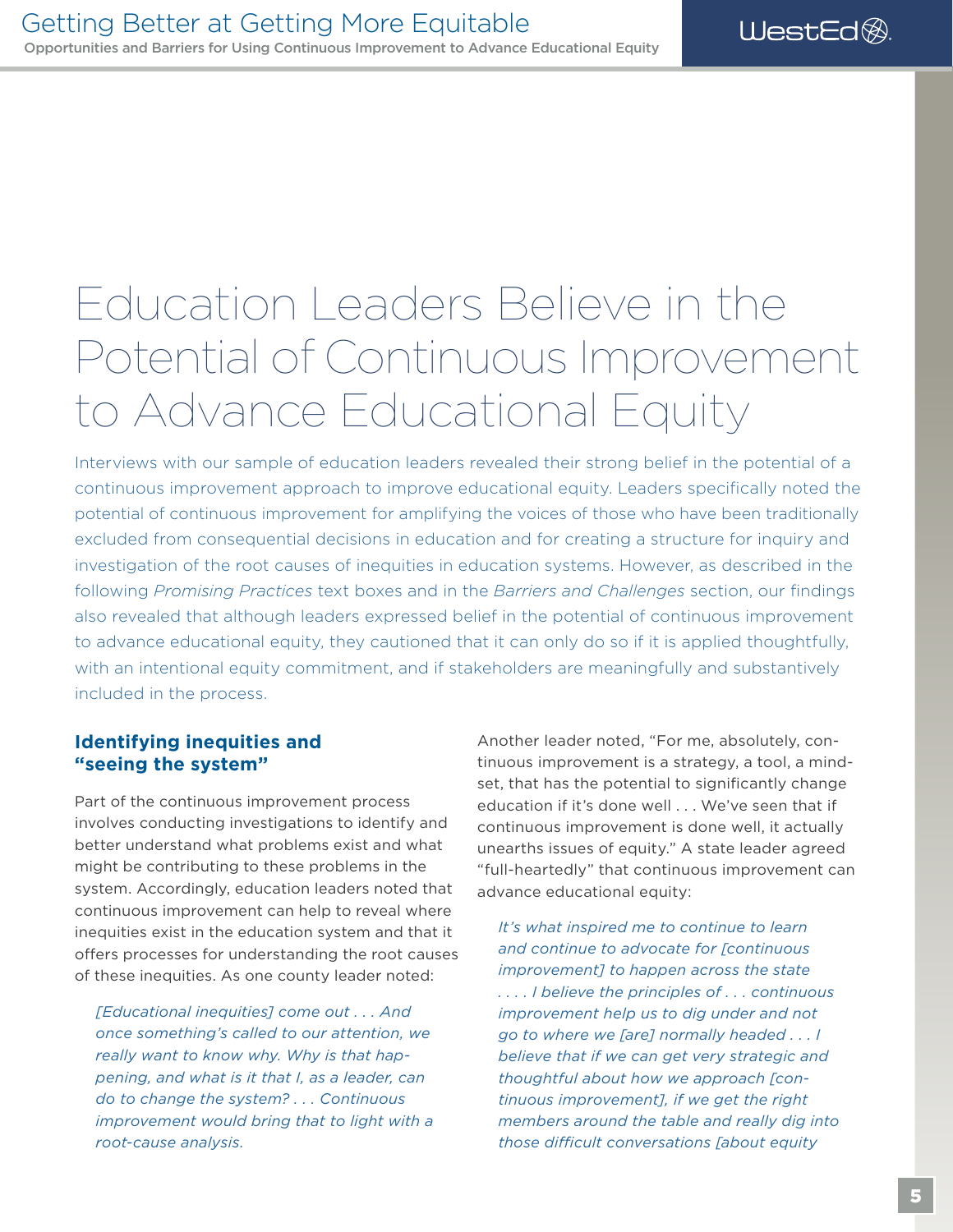# Education Leaders Believe in the Potential of Continuous Improvement to Advance Educational Equity

Interviews with our sample of education leaders revealed their strong belief in the potential of a continuous improvement approach to improve educational equity. Leaders specifically noted the potential of continuous improvement for amplifying the voices of those who have been traditionally excluded from consequential decisions in education and for creating a structure for inquiry and investigation of the root causes of inequities in education systems. However, as described in the following *Promising Practices* text boxes and in the *Barriers and Challenges* section, our findings also revealed that although leaders expressed belief in the potential of continuous improvement to advance educational equity, they cautioned that it can only do so if it is applied thoughtfully, with an intentional equity commitment, and if stakeholders are meaningfully and substantively included in the process.

## Identifying inequities and "seeing the system"

Part of the continuous improvement process involves conducting investigations to identify and better understand what problems exist and what might be contributing to these problems in the system. Accordingly, education leaders noted that continuous improvement can help to reveal where inequities exist in the education system and that it offers processes for understanding the root causes of these inequities. As one county leader noted:

> *[Educational inequities] come out . . . And once something's called to our attention, we really want to know why. Why is that happening, and what is it that I, as a leader, can do to change the system? . . . Continuous improvement would bring that to light with a root-cause analysis.*

Another leader noted, "For me, absolutely, continuous improvement is a strategy, a tool, a mindset, that has the potential to significantly change education if it's done well . . . We've seen that if continuous improvement is done well, it actually unearths issues of equity." A state leader agreed "full-heartedly" that continuous improvement can advance educational equity:

> *It's what inspired me to continue to learn and continue to advocate for [continuous improvement] to happen across the state . . . . I believe the principles of . . . continuous improvement help us to dig under and not go to where we [are] normally headed . . . I believe that if we can get very strategic and thoughtful about how we approach [continuous improvement], if we get the right members around the table and really dig into those difficult conversations [about equity*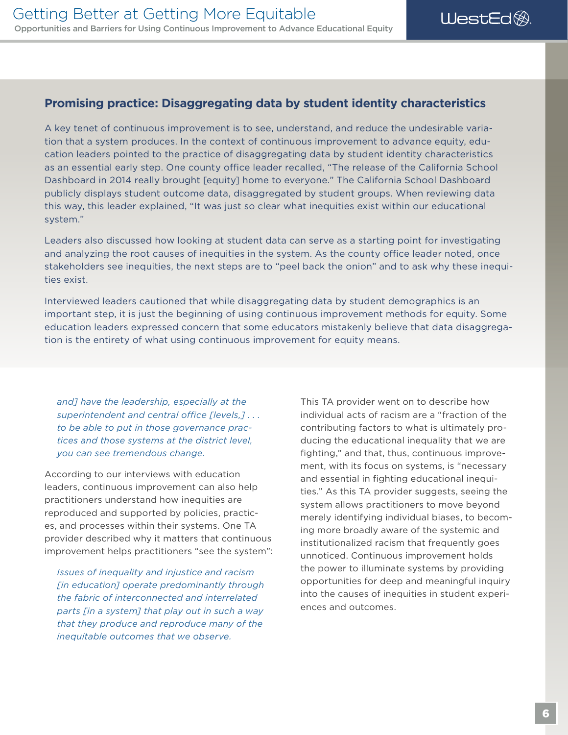## Promising practice: Disaggregating data by student identity characteristics

A key tenet of continuous improvement is to see, understand, and reduce the undesirable variation that a system produces. In the context of continuous improvement to advance equity, education leaders pointed to the practice of disaggregating data by student identity characteristics as an essential early step. One county office leader recalled, "The release of the California School Dashboard in 2014 really brought [equity] home to everyone." The California School Dashboard publicly displays student outcome data, disaggregated by student groups. When reviewing data this way, this leader explained, "It was just so clear what inequities exist within our educational system."

Leaders also discussed how looking at student data can serve as a starting point for investigating and analyzing the root causes of inequities in the system. As the county office leader noted, once stakeholders see inequities, the next steps are to "peel back the onion" and to ask why these inequities exist.

Interviewed leaders cautioned that while disaggregating data by student demographics is an important step, it is just the beginning of using continuous improvement methods for equity. Some education leaders expressed concern that some educators mistakenly believe that data disaggregation is the entirety of what using continuous improvement for equity means.

> *and] have the leadership, especially at the superintendent and central office [levels,] . . . to be able to put in those governance practices and those systems at the district level, you can see tremendous change.*

According to our interviews with education leaders, continuous improvement can also help practitioners understand how inequities are reproduced and supported by policies, practices, and processes within their systems. One TA provider described why it matters that continuous improvement helps practitioners "see the system":

> *Issues of inequality and injustice and racism [in education] operate predominantly through the fabric of interconnected and interrelated parts [in a system] that play out in such a way that they produce and reproduce many of the inequitable outcomes that we observe.*

This TA provider went on to describe how individual acts of racism are a "fraction of the contributing factors to what is ultimately producing the educational inequality that we are fighting," and that, thus, continuous improvement, with its focus on systems, is "necessary and essential in fighting educational inequities." As this TA provider suggests, seeing the system allows practitioners to move beyond merely identifying individual biases, to becoming more broadly aware of the systemic and institutionalized racism that frequently goes unnoticed. Continuous improvement holds the power to illuminate systems by providing opportunities for deep and meaningful inquiry into the causes of inequities in student experiences and outcomes.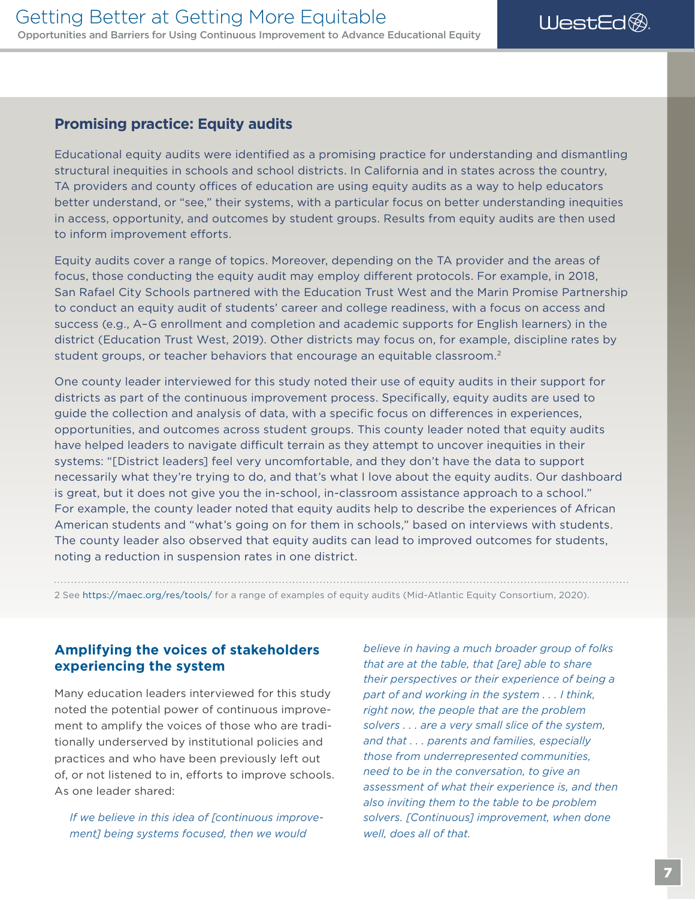## Promising practice: Equity audits

Educational equity audits were identified as a promising practice for understanding and dismantling structural inequities in schools and school districts. In California and in states across the country, TA providers and county offices of education are using equity audits as a way to help educators better understand, or "see," their systems, with a particular focus on better understanding inequities in access, opportunity, and outcomes by student groups. Results from equity audits are then used to inform improvement efforts.

Equity audits cover a range of topics. Moreover, depending on the TA provider and the areas of focus, those conducting the equity audit may employ different protocols. For example, in 2018, San Rafael City Schools partnered with the Education Trust West and the Marin Promise Partnership to conduct an equity audit of students' career and college readiness, with a focus on access and success (e.g., A–G enrollment and completion and academic supports for English learners) in the district (Education Trust West, 2019). Other districts may focus on, for example, discipline rates by student groups, or teacher behaviors that encourage an equitable classroom.[2]

One county leader interviewed for this study noted their use of equity audits in their support for districts as part of the continuous improvement process. Specifically, equity audits are used to guide the collection and analysis of data, with a specific focus on differences in experiences, opportunities, and outcomes across student groups. This county leader noted that equity audits have helped leaders to navigate difficult terrain as they attempt to uncover inequities in their systems: "[District leaders] feel very uncomfortable, and they don't have the data to support necessarily what they're trying to do, and that's what I love about the equity audits. Our dashboard is great, but it does not give you the in-school, in-classroom assistance approach to a school." For example, the county leader noted that equity audits help to describe the experiences of African American students and "what's going on for them in schools," based on interviews with students. The county leader also observed that equity audits can lead to improved outcomes for students, noting a reduction in suspension rates in one district.

2 See https://maec.org/res/tools/ for a range of examples of equity audits (Mid-Atlantic Equity Consortium, 2020).

### Amplifying the voices of stakeholders experiencing the system

Many education leaders interviewed for this study noted the potential power of continuous improvement to amplify the voices of those who are traditionally underserved by institutional policies and practices and who have been previously left out of, or not listened to in, efforts to improve schools. As one leader shared:

> *If we believe in this idea of [continuous improvement] being systems focused, then we would believe in having a much broader group of folks that are at the table, that [are] able to share their perspectives or their experience of being a part of and working in the system . . . I think, right now, the people that are the problem solvers . . . are a very small slice of the system, and that . . . parents and families, especially those from underrepresented communities, need to be in the conversation, to give an assessment of what their experience is, and then also inviting them to the table to be problem solvers. [Continuous] improvement, when done well, does all of that.*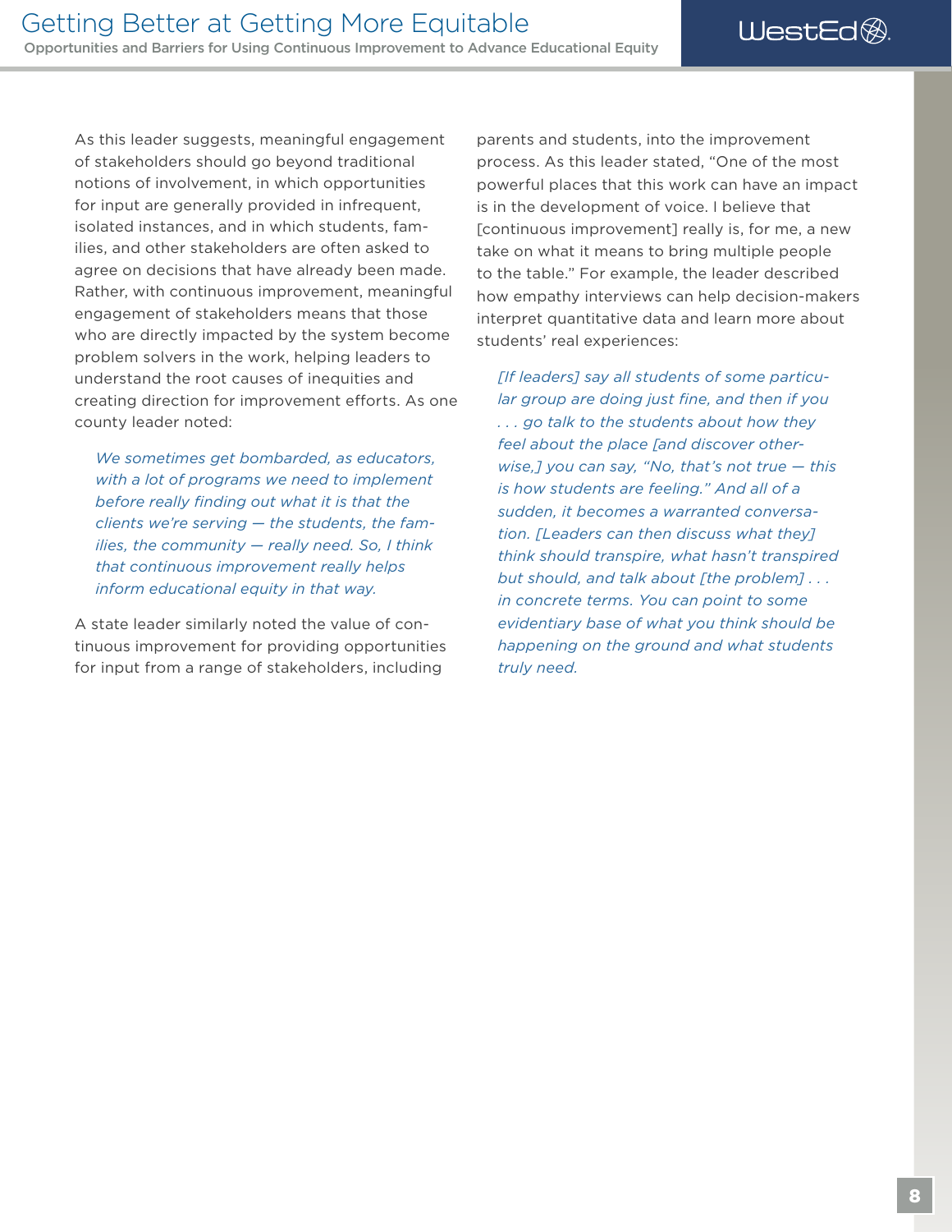As this leader suggests, meaningful engagement of stakeholders should go beyond traditional notions of involvement, in which opportunities for input are generally provided in infrequent, isolated instances, and in which students, families, and other stakeholders are often asked to agree on decisions that have already been made. Rather, with continuous improvement, meaningful engagement of stakeholders means that those who are directly impacted by the system become problem solvers in the work, helping leaders to understand the root causes of inequities and creating direction for improvement efforts. As one county leader noted:

> *We sometimes get bombarded, as educators, with a lot of programs we need to implement before really finding out what it is that the clients we're serving — the students, the families, the community — really need. So, I think that continuous improvement really helps inform educational equity in that way.*

A state leader similarly noted the value of continuous improvement for providing opportunities for input from a range of stakeholders, including parents and students, into the improvement process. As this leader stated, "One of the most powerful places that this work can have an impact is in the development of voice. I believe that [continuous improvement] really is, for me, a new take on what it means to bring multiple people to the table." For example, the leader described how empathy interviews can help decision-makers interpret quantitative data and learn more about students' real experiences:

> *[If leaders] say all students of some particular group are doing just fine, and then if you . . . go talk to the students about how they feel about the place [and discover otherwise,] you can say, "No, that's not true — this is how students are feeling." And all of a sudden, it becomes a warranted conversation. [Leaders can then discuss what they] think should transpire, what hasn't transpired but should, and talk about [the problem] . . . in concrete terms. You can point to some evidentiary base of what you think should be happening on the ground and what students truly need.*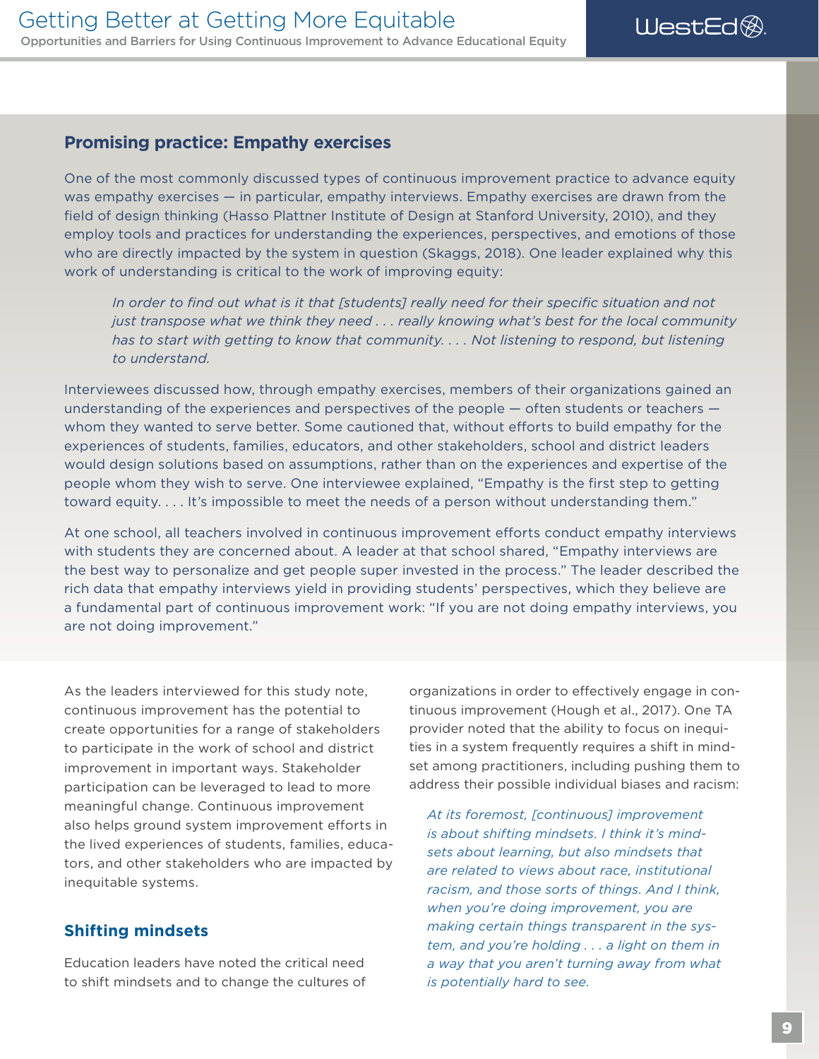### Promising practice: Empathy exercises

One of the most commonly discussed types of continuous improvement practice to advance equity was empathy exercises — in particular, empathy interviews. Empathy exercises are drawn from the field of design thinking (Hasso Plattner Institute of Design at Stanford University, 2010), and they employ tools and practices for understanding the experiences, perspectives, and emotions of those who are directly impacted by the system in question (Skaggs, 2018). One leader explained why this work of understanding is critical to the work of improving equity:

> *In order to find out what is it that [students] really need for their specific situation and not just transpose what we think they need . . . really knowing what's best for the local community has to start with getting to know that community. . . . Not listening to respond, but listening to understand.*

Interviewees discussed how, through empathy exercises, members of their organizations gained an understanding of the experiences and perspectives of the people — often students or teachers — whom they wanted to serve better. Some cautioned that, without efforts to build empathy for the experiences of students, families, educators, and other stakeholders, school and district leaders would design solutions based on assumptions, rather than on the experiences and expertise of the people whom they wish to serve. One interviewee explained, "Empathy is the first step to getting toward equity. . . . It's impossible to meet the needs of a person without understanding them."

At one school, all teachers involved in continuous improvement efforts conduct empathy interviews with students they are concerned about. A leader at that school shared, "Empathy interviews are the best way to personalize and get people super invested in the process." The leader described the rich data that empathy interviews yield in providing students' perspectives, which they believe are a fundamental part of continuous improvement work: "If you are not doing empathy interviews, you are not doing improvement."

As the leaders interviewed for this study note, continuous improvement has the potential to create opportunities for a range of stakeholders to participate in the work of school and district improvement in important ways. Stakeholder participation can be leveraged to lead to more meaningful change. Continuous improvement also helps ground system improvement efforts in the lived experiences of students, families, educators, and other stakeholders who are impacted by inequitable systems.

## Shifting mindsets

Education leaders have noted the critical need to shift mindsets and to change the cultures of organizations in order to effectively engage in continuous improvement (Hough et al., 2017). One TA provider noted that the ability to focus on inequities in a system frequently requires a shift in mindset among practitioners, including pushing them to address their possible individual biases and racism:

> *At its foremost, [continuous] improvement is about shifting mindsets. I think it's mindsets about learning, but also mindsets that are related to views about race, institutional racism, and those sorts of things. And I think, when you're doing improvement, you are making certain things transparent in the system, and you're holding . . . a light on them in a way that you aren't turning away from what is potentially hard to see.*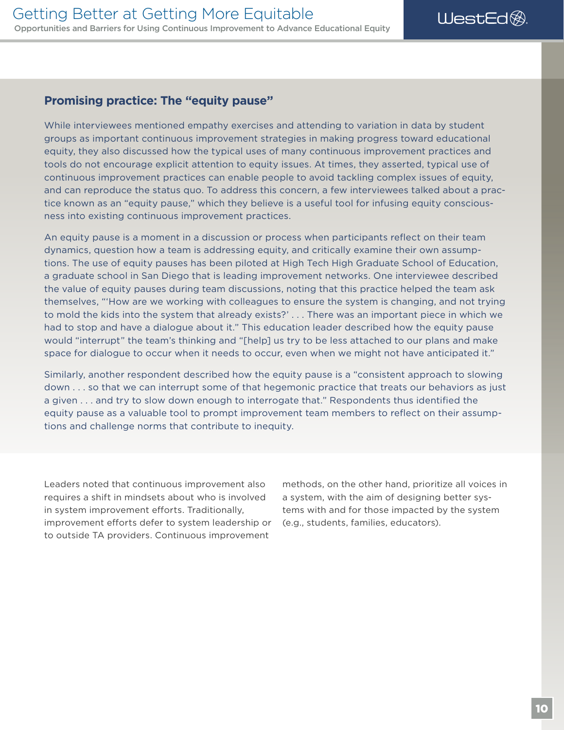### Promising practice: The "equity pause"

While interviewees mentioned empathy exercises and attending to variation in data by student groups as important continuous improvement strategies in making progress toward educational equity, they also discussed how the typical uses of many continuous improvement practices and tools do not encourage explicit attention to equity issues. At times, they asserted, typical use of continuous improvement practices can enable people to avoid tackling complex issues of equity, and can reproduce the status quo. To address this concern, a few interviewees talked about a practice known as an "equity pause," which they believe is a useful tool for infusing equity consciousness into existing continuous improvement practices.

An equity pause is a moment in a discussion or process when participants reflect on their team dynamics, question how a team is addressing equity, and critically examine their own assumptions. The use of equity pauses has been piloted at High Tech High Graduate School of Education, a graduate school in San Diego that is leading improvement networks. One interviewee described the value of equity pauses during team discussions, noting that this practice helped the team ask themselves, "'How are we working with colleagues to ensure the system is changing, and not trying to mold the kids into the system that already exists?' . . . There was an important piece in which we had to stop and have a dialogue about it." This education leader described how the equity pause would "interrupt" the team's thinking and "[help] us try to be less attached to our plans and make space for dialogue to occur when it needs to occur, even when we might not have anticipated it."

Similarly, another respondent described how the equity pause is a "consistent approach to slowing down . . . so that we can interrupt some of that hegemonic practice that treats our behaviors as just a given . . . and try to slow down enough to interrogate that." Respondents thus identified the equity pause as a valuable tool to prompt improvement team members to reflect on their assumptions and challenge norms that contribute to inequity.

Leaders noted that continuous improvement also requires a shift in mindsets about who is involved in system improvement efforts. Traditionally, improvement efforts defer to system leadership or to outside TA providers. Continuous improvement methods, on the other hand, prioritize all voices in a system, with the aim of designing better systems with and for those impacted by the system (e.g., students, families, educators).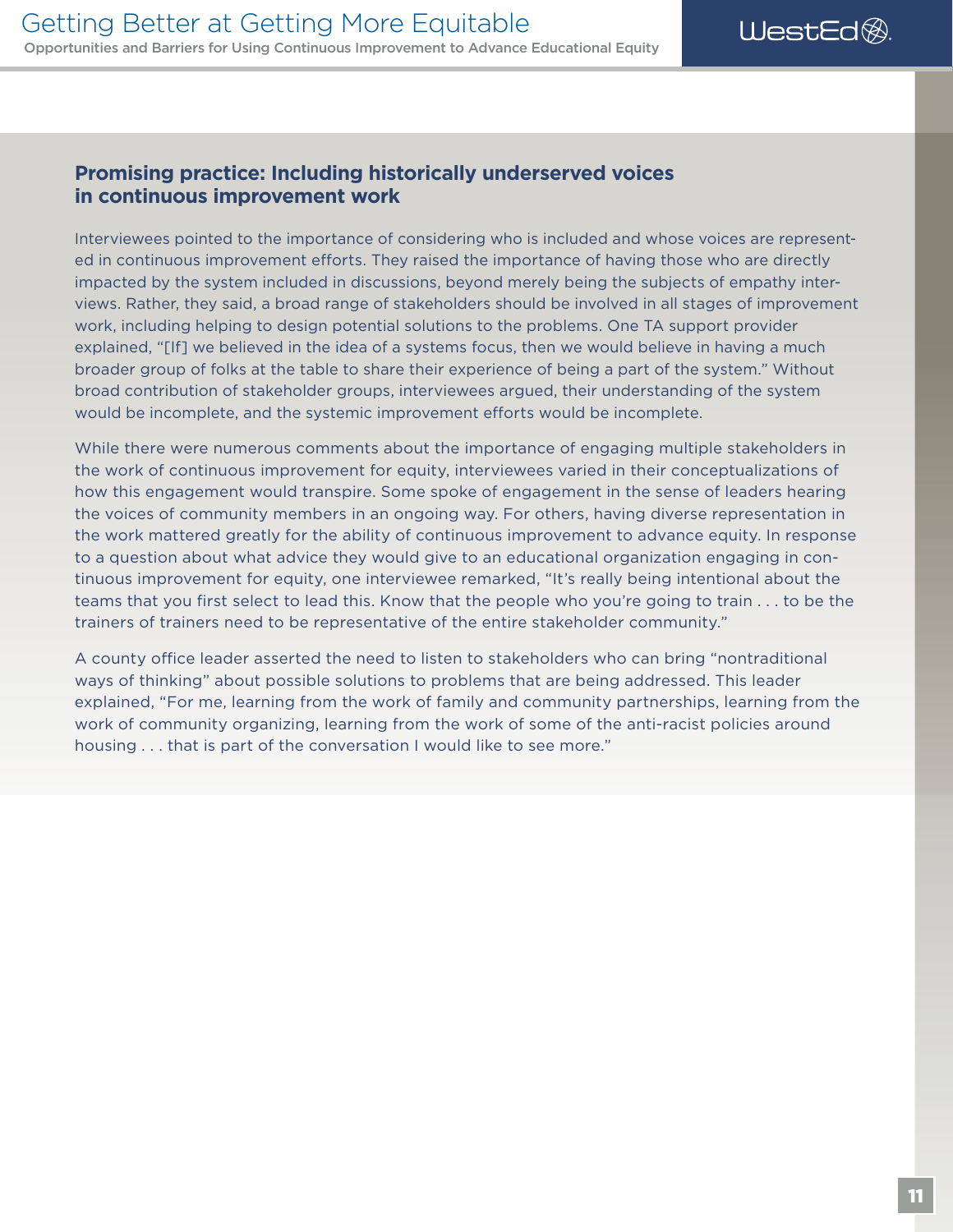### Promising practice: Including historically underserved voices in continuous improvement work

Interviewees pointed to the importance of considering who is included and whose voices are represented in continuous improvement efforts. They raised the importance of having those who are directly impacted by the system included in discussions, beyond merely being the subjects of empathy interviews. Rather, they said, a broad range of stakeholders should be involved in all stages of improvement work, including helping to design potential solutions to the problems. One TA support provider explained, "[If] we believed in the idea of a systems focus, then we would believe in having a much broader group of folks at the table to share their experience of being a part of the system." Without broad contribution of stakeholder groups, interviewees argued, their understanding of the system would be incomplete, and the systemic improvement efforts would be incomplete.

While there were numerous comments about the importance of engaging multiple stakeholders in the work of continuous improvement for equity, interviewees varied in their conceptualizations of how this engagement would transpire. Some spoke of engagement in the sense of leaders hearing the voices of community members in an ongoing way. For others, having diverse representation in the work mattered greatly for the ability of continuous improvement to advance equity. In response to a question about what advice they would give to an educational organization engaging in continuous improvement for equity, one interviewee remarked, "It's really being intentional about the teams that you first select to lead this. Know that the people who you're going to train . . . to be the trainers of trainers need to be representative of the entire stakeholder community."

A county office leader asserted the need to listen to stakeholders who can bring "nontraditional ways of thinking" about possible solutions to problems that are being addressed. This leader explained, "For me, learning from the work of family and community partnerships, learning from the work of community organizing, learning from the work of some of the anti-racist policies around housing . . . that is part of the conversation I would like to see more."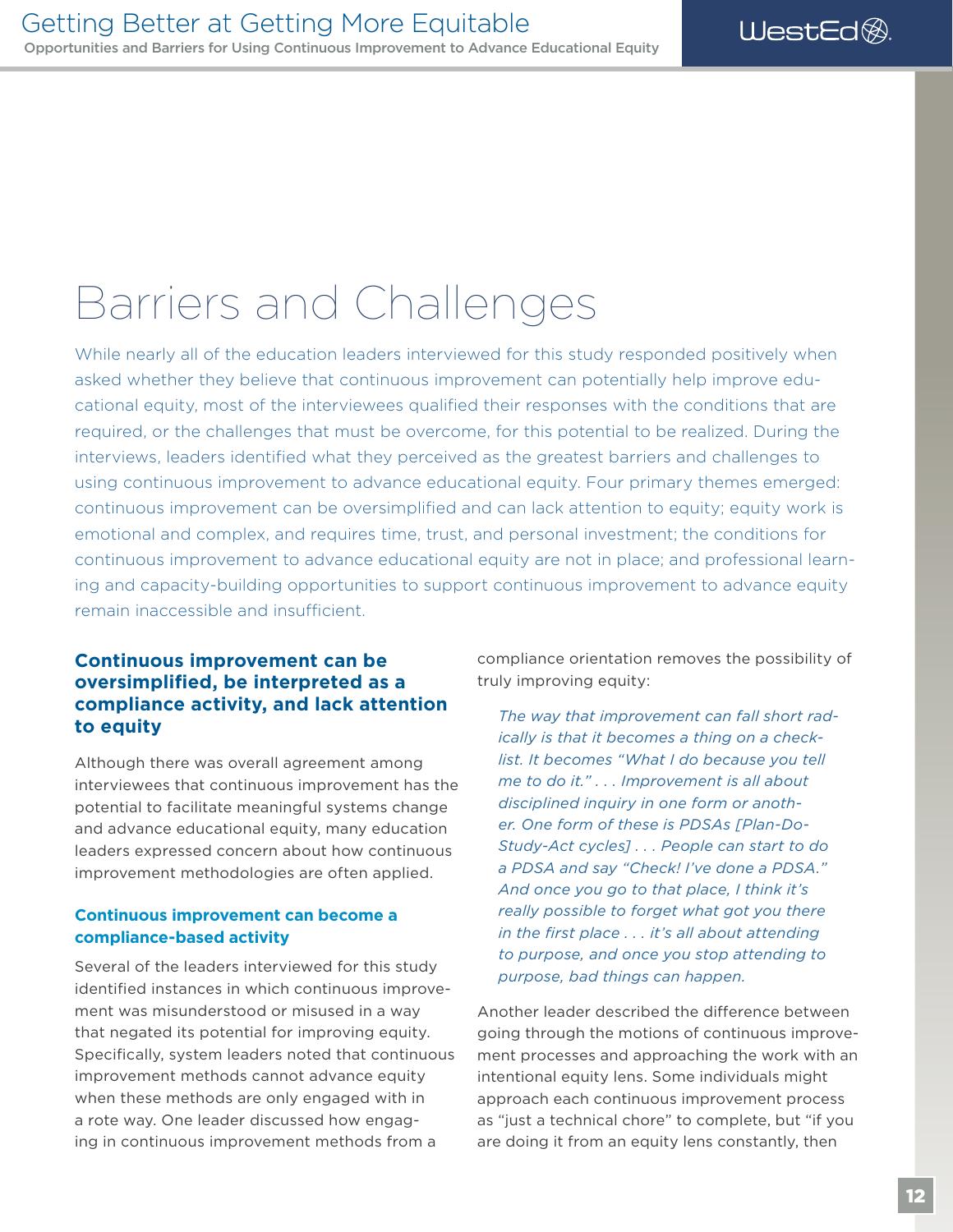# Barriers and Challenges

While nearly all of the education leaders interviewed for this study responded positively when asked whether they believe that continuous improvement can potentially help improve educational equity, most of the interviewees qualified their responses with the conditions that are required, or the challenges that must be overcome, for this potential to be realized. During the interviews, leaders identified what they perceived as the greatest barriers and challenges to using continuous improvement to advance educational equity. Four primary themes emerged: continuous improvement can be oversimplified and can lack attention to equity; equity work is emotional and complex, and requires time, trust, and personal investment; the conditions for continuous improvement to advance educational equity are not in place; and professional learning and capacity-building opportunities to support continuous improvement to advance equity remain inaccessible and insufficient.

## Continuous improvement can be oversimplified, be interpreted as a compliance activity, and lack attention to equity

Although there was overall agreement among interviewees that continuous improvement has the potential to facilitate meaningful systems change and advance educational equity, many education leaders expressed concern about how continuous improvement methodologies are often applied.

### Continuous improvement can become a compliance-based activity

Several of the leaders interviewed for this study identified instances in which continuous improvement was misunderstood or misused in a way that negated its potential for improving equity. Specifically, system leaders noted that continuous improvement methods cannot advance equity when these methods are only engaged with in a rote way. One leader discussed how engaging in continuous improvement methods from a compliance orientation removes the possibility of truly improving equity:

> *The way that improvement can fall short radically is that it becomes a thing on a checklist. It becomes "What I do because you tell me to do it." . . . Improvement is all about disciplined inquiry in one form or another. One form of these is PDSAs [Plan-Do-Study-Act cycles] . . . People can start to do a PDSA and say "Check! I've done a PDSA." And once you go to that place, I think it's really possible to forget what got you there in the first place . . . it's all about attending to purpose, and once you stop attending to purpose, bad things can happen.*

Another leader described the difference between going through the motions of continuous improvement processes and approaching the work with an intentional equity lens. Some individuals might approach each continuous improvement process as "just a technical chore" to complete, but "if you are doing it from an equity lens constantly, then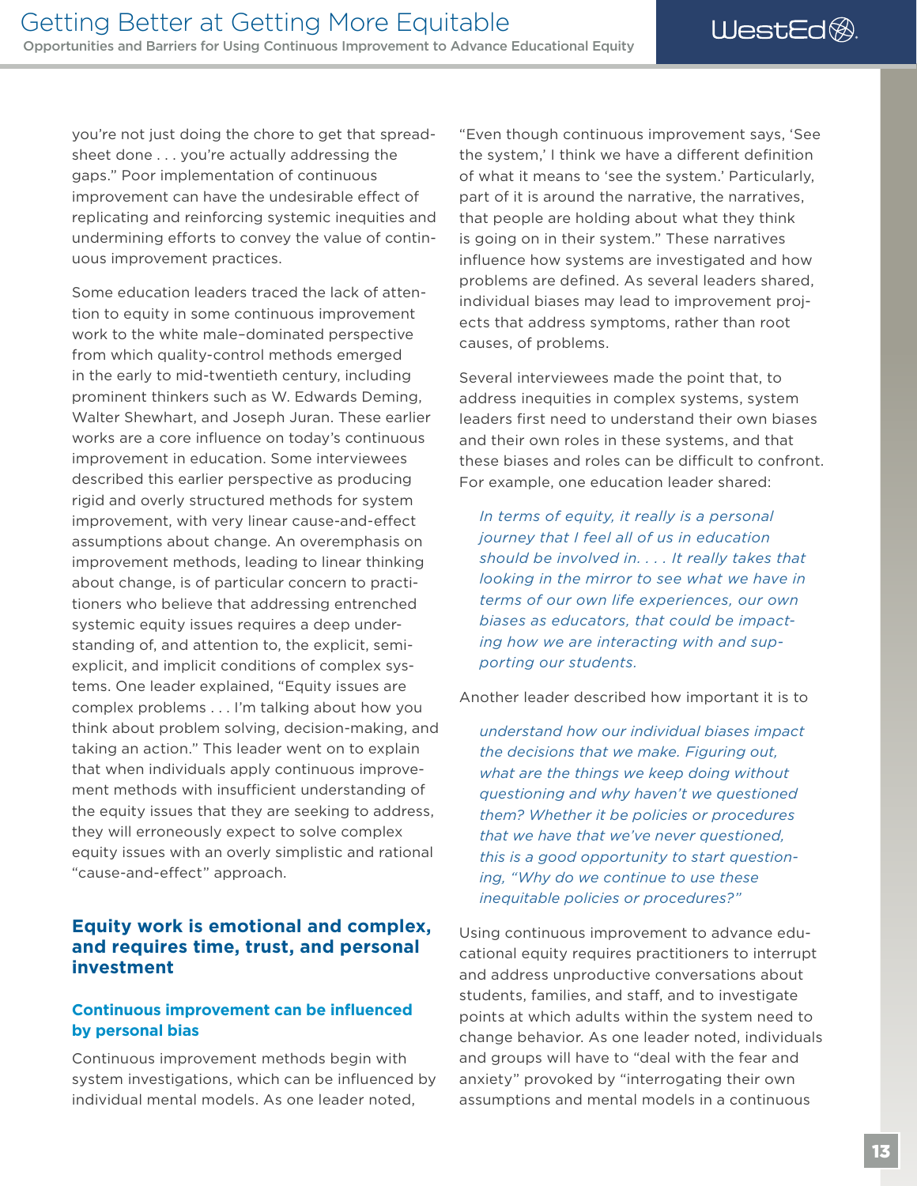you're not just doing the chore to get that spreadsheet done . . . you're actually addressing the gaps." Poor implementation of continuous improvement can have the undesirable effect of replicating and reinforcing systemic inequities and undermining efforts to convey the value of continuous improvement practices.

Some education leaders traced the lack of attention to equity in some continuous improvement work to the white male–dominated perspective from which quality-control methods emerged in the early to mid-twentieth century, including prominent thinkers such as W. Edwards Deming, Walter Shewhart, and Joseph Juran. These earlier works are a core influence on today's continuous improvement in education. Some interviewees described this earlier perspective as producing rigid and overly structured methods for system improvement, with very linear cause-and-effect assumptions about change. An overemphasis on improvement methods, leading to linear thinking about change, is of particular concern to practitioners who believe that addressing entrenched systemic equity issues requires a deep understanding of, and attention to, the explicit, semi-explicit, and implicit conditions of complex systems. One leader explained, "Equity issues are complex problems . . . I'm talking about how you think about problem solving, decision-making, and taking an action." This leader went on to explain that when individuals apply continuous improvement methods with insufficient understanding of the equity issues that they are seeking to address, they will erroneously expect to solve complex equity issues with an overly simplistic and rational "cause-and-effect" approach.

## Equity work is emotional and complex, and requires time, trust, and personal investment

### Continuous improvement can be influenced by personal bias

Continuous improvement methods begin with system investigations, which can be influenced by individual mental models. As one leader noted, "Even though continuous improvement says, 'See the system,' I think we have a different definition of what it means to 'see the system.' Particularly, part of it is around the narrative, the narratives, that people are holding about what they think is going on in their system." These narratives influence how systems are investigated and how problems are defined. As several leaders shared, individual biases may lead to improvement projects that address symptoms, rather than root causes, of problems.

Several interviewees made the point that, to address inequities in complex systems, system leaders first need to understand their own biases and their own roles in these systems, and that these biases and roles can be difficult to confront. For example, one education leader shared:

> *In terms of equity, it really is a personal journey that I feel all of us in education should be involved in. . . . It really takes that looking in the mirror to see what we have in terms of our own life experiences, our own biases as educators, that could be impacting how we are interacting with and supporting our students.*

Another leader described how important it is to

> *understand how our individual biases impact the decisions that we make. Figuring out, what are the things we keep doing without questioning and why haven't we questioned them? Whether it be policies or procedures that we have that we've never questioned, this is a good opportunity to start questioning, "Why do we continue to use these inequitable policies or procedures?"*

Using continuous improvement to advance educational equity requires practitioners to interrupt and address unproductive conversations about students, families, and staff, and to investigate points at which adults within the system need to change behavior. As one leader noted, individuals and groups will have to "deal with the fear and anxiety" provoked by "interrogating their own assumptions and mental models in a continuous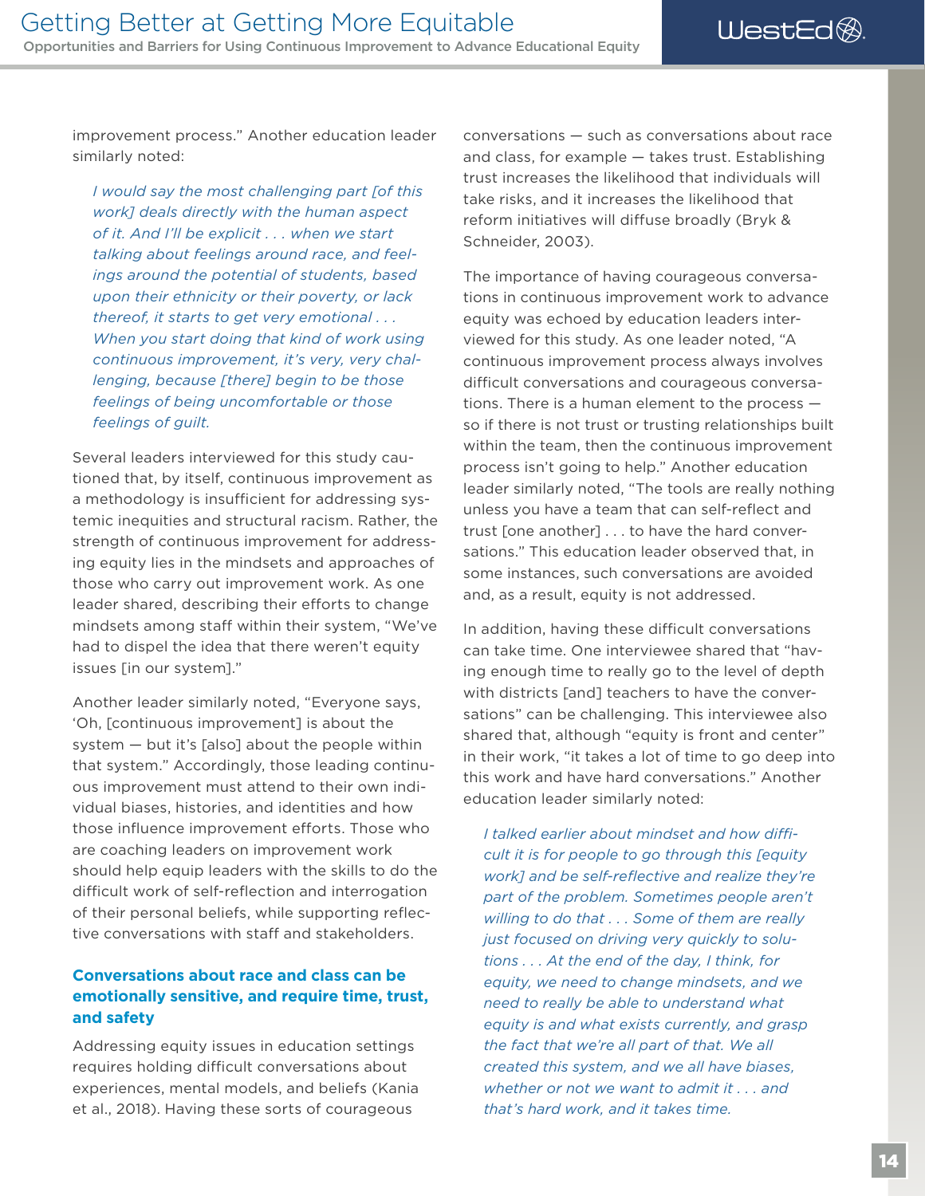improvement process." Another education leader similarly noted:

> *I would say the most challenging part [of this work] deals directly with the human aspect of it. And I'll be explicit . . . when we start talking about feelings around race, and feelings around the potential of students, based upon their ethnicity or their poverty, or lack thereof, it starts to get very emotional . . . When you start doing that kind of work using continuous improvement, it's very, very challenging, because [there] begin to be those feelings of being uncomfortable or those feelings of guilt.*

Several leaders interviewed for this study cautioned that, by itself, continuous improvement as a methodology is insufficient for addressing systemic inequities and structural racism. Rather, the strength of continuous improvement for addressing equity lies in the mindsets and approaches of those who carry out improvement work. As one leader shared, describing their efforts to change mindsets among staff within their system, "We've had to dispel the idea that there weren't equity issues [in our system]."

Another leader similarly noted, "Everyone says, 'Oh, [continuous improvement] is about the system — but it's [also] about the people within that system." Accordingly, those leading continuous improvement must attend to their own individual biases, histories, and identities and how those influence improvement efforts. Those who are coaching leaders on improvement work should help equip leaders with the skills to do the difficult work of self-reflection and interrogation of their personal beliefs, while supporting reflective conversations with staff and stakeholders.

### Conversations about race and class can be emotionally sensitive, and require time, trust, and safety

Addressing equity issues in education settings requires holding difficult conversations about experiences, mental models, and beliefs (Kania et al., 2018). Having these sorts of courageous conversations — such as conversations about race and class, for example — takes trust. Establishing trust increases the likelihood that individuals will take risks, and it increases the likelihood that reform initiatives will diffuse broadly (Bryk & Schneider, 2003).

The importance of having courageous conversations in continuous improvement work to advance equity was echoed by education leaders interviewed for this study. As one leader noted, "A continuous improvement process always involves difficult conversations and courageous conversations. There is a human element to the process — so if there is not trust or trusting relationships built within the team, then the continuous improvement process isn't going to help." Another education leader similarly noted, "The tools are really nothing unless you have a team that can self-reflect and trust [one another] . . . to have the hard conversations." This education leader observed that, in some instances, such conversations are avoided and, as a result, equity is not addressed.

In addition, having these difficult conversations can take time. One interviewee shared that "having enough time to really go to the level of depth with districts [and] teachers to have the conversations" can be challenging. This interviewee also shared that, although "equity is front and center" in their work, "it takes a lot of time to go deep into this work and have hard conversations." Another education leader similarly noted:

> *I talked earlier about mindset and how difficult it is for people to go through this [equity work] and be self-reflective and realize they're part of the problem. Sometimes people aren't willing to do that . . . Some of them are really just focused on driving very quickly to solutions . . . At the end of the day, I think, for equity, we need to change mindsets, and we need to really be able to understand what equity is and what exists currently, and grasp the fact that we're all part of that. We all created this system, and we all have biases, whether or not we want to admit it . . . and that's hard work, and it takes time.*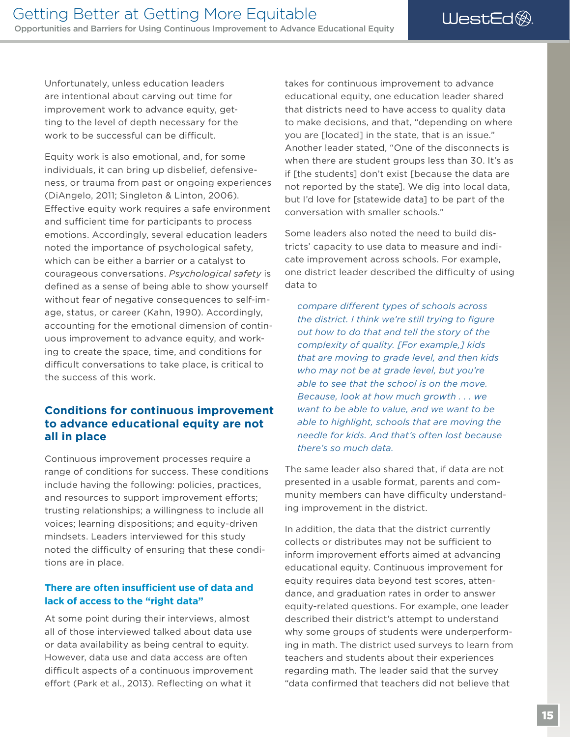Unfortunately, unless education leaders are intentional about carving out time for improvement work to advance equity, getting to the level of depth necessary for the work to be successful can be difficult.

Equity work is also emotional, and, for some individuals, it can bring up disbelief, defensiveness, or trauma from past or ongoing experiences (DiAngelo, 2011; Singleton & Linton, 2006). Effective equity work requires a safe environment and sufficient time for participants to process emotions. Accordingly, several education leaders noted the importance of psychological safety, which can be either a barrier or a catalyst to courageous conversations. *Psychological safety* is defined as a sense of being able to show yourself without fear of negative consequences to self-image, status, or career (Kahn, 1990). Accordingly, accounting for the emotional dimension of continuous improvement to advance equity, and working to create the space, time, and conditions for difficult conversations to take place, is critical to the success of this work.

## Conditions for continuous improvement to advance educational equity are not all in place

Continuous improvement processes require a range of conditions for success. These conditions include having the following: policies, practices, and resources to support improvement efforts; trusting relationships; a willingness to include all voices; learning dispositions; and equity-driven mindsets. Leaders interviewed for this study noted the difficulty of ensuring that these conditions are in place.

### There are often insufficient use of data and lack of access to the "right data"

At some point during their interviews, almost all of those interviewed talked about data use or data availability as being central to equity. However, data use and data access are often difficult aspects of a continuous improvement effort (Park et al., 2013). Reflecting on what it takes for continuous improvement to advance educational equity, one education leader shared that districts need to have access to quality data to make decisions, and that, "depending on where you are [located] in the state, that is an issue." Another leader stated, "One of the disconnects is when there are student groups less than 30. It's as if [the students] don't exist [because the data are not reported by the state]. We dig into local data, but I'd love for [statewide data] to be part of the conversation with smaller schools."

Some leaders also noted the need to build districts' capacity to use data to measure and indicate improvement across schools. For example, one district leader described the difficulty of using data to

> *compare different types of schools across the district. I think we're still trying to figure out how to do that and tell the story of the complexity of quality. [For example,] kids that are moving to grade level, and then kids who may not be at grade level, but you're able to see that the school is on the move. Because, look at how much growth . . . we want to be able to value, and we want to be able to highlight, schools that are moving the needle for kids. And that's often lost because there's so much data.*

The same leader also shared that, if data are not presented in a usable format, parents and community members can have difficulty understanding improvement in the district.

In addition, the data that the district currently collects or distributes may not be sufficient to inform improvement efforts aimed at advancing educational equity. Continuous improvement for equity requires data beyond test scores, attendance, and graduation rates in order to answer equity-related questions. For example, one leader described their district's attempt to understand why some groups of students were underperforming in math. The district used surveys to learn from teachers and students about their experiences regarding math. The leader said that the survey "data confirmed that teachers did not believe that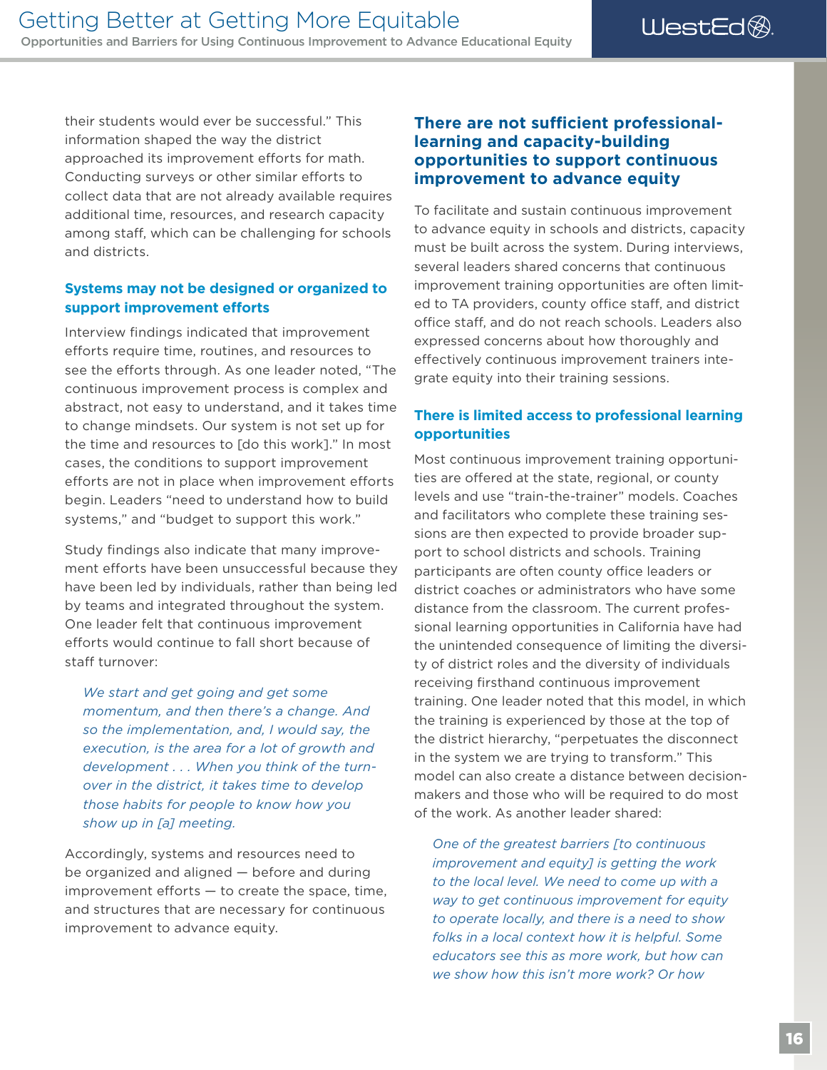their students would ever be successful." This information shaped the way the district approached its improvement efforts for math. Conducting surveys or other similar efforts to collect data that are not already available requires additional time, resources, and research capacity among staff, which can be challenging for schools and districts.

### Systems may not be designed or organized to support improvement efforts

Interview findings indicated that improvement efforts require time, routines, and resources to see the efforts through. As one leader noted, "The continuous improvement process is complex and abstract, not easy to understand, and it takes time to change mindsets. Our system is not set up for the time and resources to [do this work]." In most cases, the conditions to support improvement efforts are not in place when improvement efforts begin. Leaders "need to understand how to build systems," and "budget to support this work."

Study findings also indicate that many improvement efforts have been unsuccessful because they have been led by individuals, rather than being led by teams and integrated throughout the system. One leader felt that continuous improvement efforts would continue to fall short because of staff turnover:

> *We start and get going and get some momentum, and then there's a change. And so the implementation, and, I would say, the execution, is the area for a lot of growth and development . . . When you think of the turnover in the district, it takes time to develop those habits for people to know how you show up in [a] meeting.*

Accordingly, systems and resources need to be organized and aligned — before and during improvement efforts — to create the space, time, and structures that are necessary for continuous improvement to advance equity.

## There are not sufficient professional-learning and capacity-building opportunities to support continuous improvement to advance equity

To facilitate and sustain continuous improvement to advance equity in schools and districts, capacity must be built across the system. During interviews, several leaders shared concerns that continuous improvement training opportunities are often limited to TA providers, county office staff, and district office staff, and do not reach schools. Leaders also expressed concerns about how thoroughly and effectively continuous improvement trainers integrate equity into their training sessions.

### There is limited access to professional learning opportunities

Most continuous improvement training opportunities are offered at the state, regional, or county levels and use "train-the-trainer" models. Coaches and facilitators who complete these training sessions are then expected to provide broader support to school districts and schools. Training participants are often county office leaders or district coaches or administrators who have some distance from the classroom. The current professional learning opportunities in California have had the unintended consequence of limiting the diversity of district roles and the diversity of individuals receiving firsthand continuous improvement training. One leader noted that this model, in which the training is experienced by those at the top of the district hierarchy, "perpetuates the disconnect in the system we are trying to transform." This model can also create a distance between decision-makers and those who will be required to do most of the work. As another leader shared:

> *One of the greatest barriers [to continuous improvement and equity] is getting the work to the local level. We need to come up with a way to get continuous improvement for equity to operate locally, and there is a need to show folks in a local context how it is helpful. Some educators see this as more work, but how can we show how this isn't more work? Or how*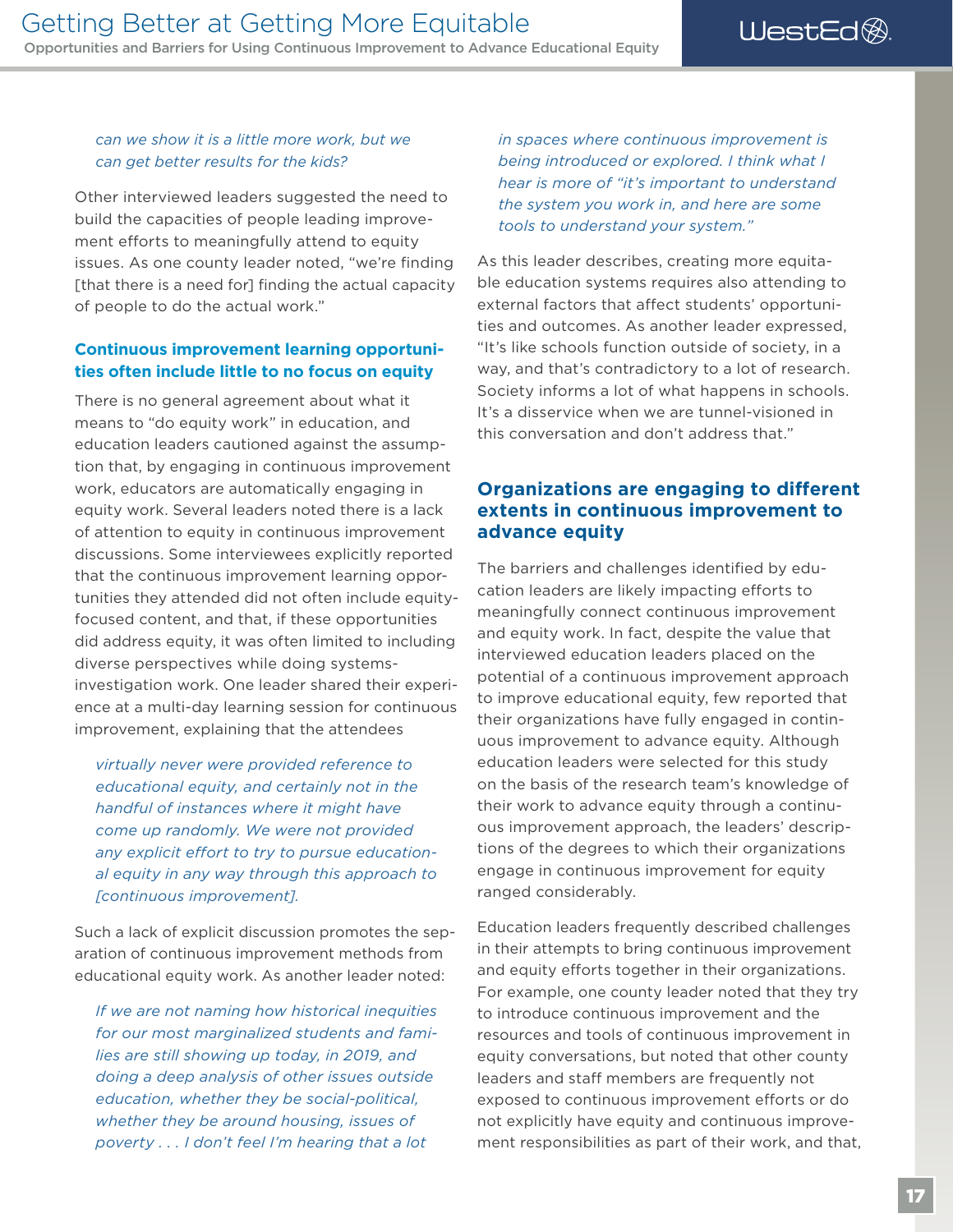*can we show it is a little more work, but we can get better results for the kids?*

Other interviewed leaders suggested the need to build the capacities of people leading improvement efforts to meaningfully attend to equity issues. As one county leader noted, "we're finding [that there is a need for] finding the actual capacity of people to do the actual work."

### Continuous improvement learning opportunities often include little to no focus on equity

There is no general agreement about what it means to "do equity work" in education, and education leaders cautioned against the assumption that, by engaging in continuous improvement work, educators are automatically engaging in equity work. Several leaders noted there is a lack of attention to equity in continuous improvement discussions. Some interviewees explicitly reported that the continuous improvement learning opportunities they attended did not often include equity-focused content, and that, if these opportunities did address equity, it was often limited to including diverse perspectives while doing systems-investigation work. One leader shared their experience at a multi-day learning session for continuous improvement, explaining that the attendees

> *virtually never were provided reference to educational equity, and certainly not in the handful of instances where it might have come up randomly. We were not provided any explicit effort to try to pursue educational equity in any way through this approach to [continuous improvement].*

Such a lack of explicit discussion promotes the separation of continuous improvement methods from educational equity work. As another leader noted:

> *If we are not naming how historical inequities for our most marginalized students and families are still showing up today, in 2019, and doing a deep analysis of other issues outside education, whether they be social-political, whether they be around housing, issues of poverty . . . I don't feel I'm hearing that a lot in spaces where continuous improvement is being introduced or explored. I think what I hear is more of "it's important to understand the system you work in, and here are some tools to understand your system."*

As this leader describes, creating more equitable education systems requires also attending to external factors that affect students' opportunities and outcomes. As another leader expressed, "It's like schools function outside of society, in a way, and that's contradictory to a lot of research. Society informs a lot of what happens in schools. It's a disservice when we are tunnel-visioned in this conversation and don't address that."

## Organizations are engaging to different extents in continuous improvement to advance equity

The barriers and challenges identified by education leaders are likely impacting efforts to meaningfully connect continuous improvement and equity work. In fact, despite the value that interviewed education leaders placed on the potential of a continuous improvement approach to improve educational equity, few reported that their organizations have fully engaged in continuous improvement to advance equity. Although education leaders were selected for this study on the basis of the research team's knowledge of their work to advance equity through a continuous improvement approach, the leaders' descriptions of the degrees to which their organizations engage in continuous improvement for equity ranged considerably.

Education leaders frequently described challenges in their attempts to bring continuous improvement and equity efforts together in their organizations. For example, one county leader noted that they try to introduce continuous improvement and the resources and tools of continuous improvement in equity conversations, but noted that other county leaders and staff members are frequently not exposed to continuous improvement efforts or do not explicitly have equity and continuous improvement responsibilities as part of their work, and that,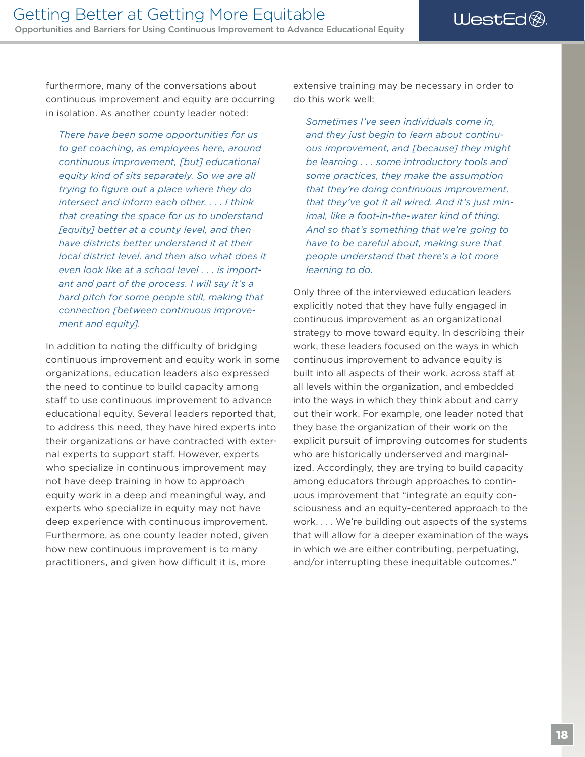furthermore, many of the conversations about continuous improvement and equity are occurring in isolation. As another county leader noted:

> *There have been some opportunities for us to get coaching, as employees here, around continuous improvement, [but] educational equity kind of sits separately. So we are all trying to figure out a place where they do intersect and inform each other. . . . I think that creating the space for us to understand [equity] better at a county level, and then have districts better understand it at their local district level, and then also what does it even look like at a school level . . . is important and part of the process. I will say it's a hard pitch for some people still, making that connection [between continuous improvement and equity].*

In addition to noting the difficulty of bridging continuous improvement and equity work in some organizations, education leaders also expressed the need to continue to build capacity among staff to use continuous improvement to advance educational equity. Several leaders reported that, to address this need, they have hired experts into their organizations or have contracted with external experts to support staff. However, experts who specialize in continuous improvement may not have deep training in how to approach equity work in a deep and meaningful way, and experts who specialize in equity may not have deep experience with continuous improvement. Furthermore, as one county leader noted, given how new continuous improvement is to many practitioners, and given how difficult it is, more extensive training may be necessary in order to do this work well:

> *Sometimes I've seen individuals come in, and they just begin to learn about continuous improvement, and [because] they might be learning . . . some introductory tools and some practices, they make the assumption that they're doing continuous improvement, that they've got it all wired. And it's just minimal, like a foot-in-the-water kind of thing. And so that's something that we're going to have to be careful about, making sure that people understand that there's a lot more learning to do.*

Only three of the interviewed education leaders explicitly noted that they have fully engaged in continuous improvement as an organizational strategy to move toward equity. In describing their work, these leaders focused on the ways in which continuous improvement to advance equity is built into all aspects of their work, across staff at all levels within the organization, and embedded into the ways in which they think about and carry out their work. For example, one leader noted that they base the organization of their work on the explicit pursuit of improving outcomes for students who are historically underserved and marginalized. Accordingly, they are trying to build capacity among educators through approaches to continuous improvement that "integrate an equity consciousness and an equity-centered approach to the work. . . . We're building out aspects of the systems that will allow for a deeper examination of the ways in which we are either contributing, perpetuating, and/or interrupting these inequitable outcomes."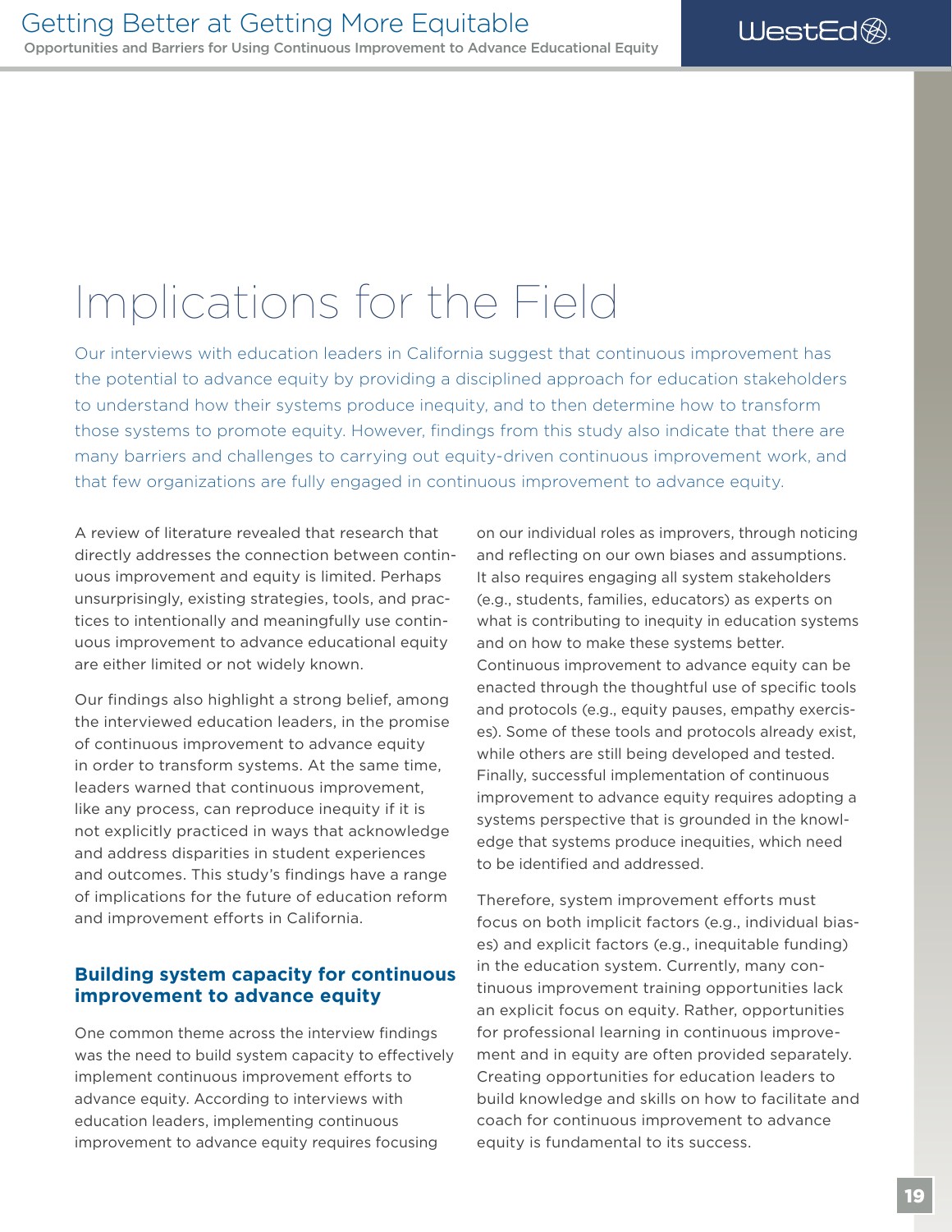# Implications for the Field

Our interviews with education leaders in California suggest that continuous improvement has the potential to advance equity by providing a disciplined approach for education stakeholders to understand how their systems produce inequity, and to then determine how to transform those systems to promote equity. However, findings from this study also indicate that there are many barriers and challenges to carrying out equity-driven continuous improvement work, and that few organizations are fully engaged in continuous improvement to advance equity.

A review of literature revealed that research that directly addresses the connection between continuous improvement and equity is limited. Perhaps unsurprisingly, existing strategies, tools, and practices to intentionally and meaningfully use continuous improvement to advance educational equity are either limited or not widely known.

Our findings also highlight a strong belief, among the interviewed education leaders, in the promise of continuous improvement to advance equity in order to transform systems. At the same time, leaders warned that continuous improvement, like any process, can reproduce inequity if it is not explicitly practiced in ways that acknowledge and address disparities in student experiences and outcomes. This study's findings have a range of implications for the future of education reform and improvement efforts in California.

## Building system capacity for continuous improvement to advance equity

One common theme across the interview findings was the need to build system capacity to effectively implement continuous improvement efforts to advance equity. According to interviews with education leaders, implementing continuous improvement to advance equity requires focusing on our individual roles as improvers, through noticing and reflecting on our own biases and assumptions. It also requires engaging all system stakeholders (e.g., students, families, educators) as experts on what is contributing to inequity in education systems and on how to make these systems better. Continuous improvement to advance equity can be enacted through the thoughtful use of specific tools and protocols (e.g., equity pauses, empathy exercises). Some of these tools and protocols already exist, while others are still being developed and tested. Finally, successful implementation of continuous improvement to advance equity requires adopting a systems perspective that is grounded in the knowledge that systems produce inequities, which need to be identified and addressed.

Therefore, system improvement efforts must focus on both implicit factors (e.g., individual biases) and explicit factors (e.g., inequitable funding) in the education system. Currently, many continuous improvement training opportunities lack an explicit focus on equity. Rather, opportunities for professional learning in continuous improvement and in equity are often provided separately. Creating opportunities for education leaders to build knowledge and skills on how to facilitate and coach for continuous improvement to advance equity is fundamental to its success.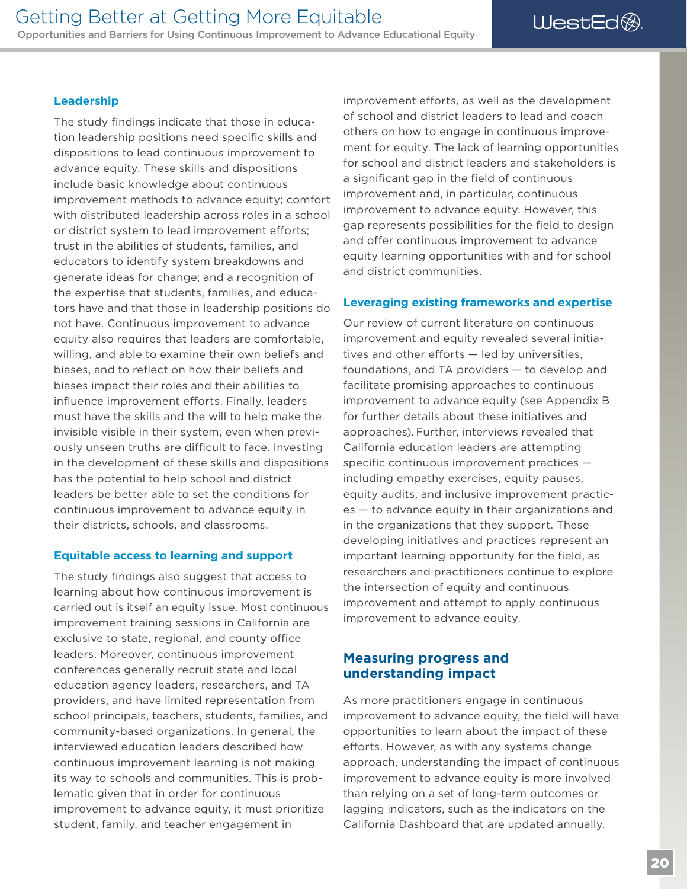### Leadership

The study findings indicate that those in education leadership positions need specific skills and dispositions to lead continuous improvement to advance equity. These skills and dispositions include basic knowledge about continuous improvement methods to advance equity; comfort with distributed leadership across roles in a school or district system to lead improvement efforts; trust in the abilities of students, families, and educators to identify system breakdowns and generate ideas for change; and a recognition of the expertise that students, families, and educators have and that those in leadership positions do not have. Continuous improvement to advance equity also requires that leaders are comfortable, willing, and able to examine their own beliefs and biases, and to reflect on how their beliefs and biases impact their roles and their abilities to influence improvement efforts. Finally, leaders must have the skills and the will to help make the invisible visible in their system, even when previously unseen truths are difficult to face. Investing in the development of these skills and dispositions has the potential to help school and district leaders be better able to set the conditions for continuous improvement to advance equity in their districts, schools, and classrooms.

### Equitable access to learning and support

The study findings also suggest that access to learning about how continuous improvement is carried out is itself an equity issue. Most continuous improvement training sessions in California are exclusive to state, regional, and county office leaders. Moreover, continuous improvement conferences generally recruit state and local education agency leaders, researchers, and TA providers, and have limited representation from school principals, teachers, students, families, and community-based organizations. In general, the interviewed education leaders described how continuous improvement learning is not making its way to schools and communities. This is problematic given that in order for continuous improvement to advance equity, it must prioritize student, family, and teacher engagement in improvement efforts, as well as the development of school and district leaders to lead and coach others on how to engage in continuous improvement for equity. The lack of learning opportunities for school and district leaders and stakeholders is a significant gap in the field of continuous improvement and, in particular, continuous improvement to advance equity. However, this gap represents possibilities for the field to design and offer continuous improvement to advance equity learning opportunities with and for school and district communities.

### Leveraging existing frameworks and expertise

Our review of current literature on continuous improvement and equity revealed several initiatives and other efforts — led by universities, foundations, and TA providers — to develop and facilitate promising approaches to continuous improvement to advance equity (see Appendix B for further details about these initiatives and approaches). Further, interviews revealed that California education leaders are attempting specific continuous improvement practices — including empathy exercises, equity pauses, equity audits, and inclusive improvement practices — to advance equity in their organizations and in the organizations that they support. These developing initiatives and practices represent an important learning opportunity for the field, as researchers and practitioners continue to explore the intersection of equity and continuous improvement and attempt to apply continuous improvement to advance equity.

## Measuring progress and understanding impact

As more practitioners engage in continuous improvement to advance equity, the field will have opportunities to learn about the impact of these efforts. However, as with any systems change approach, understanding the impact of continuous improvement to advance equity is more involved than relying on a set of long-term outcomes or lagging indicators, such as the indicators on the California Dashboard that are updated annually.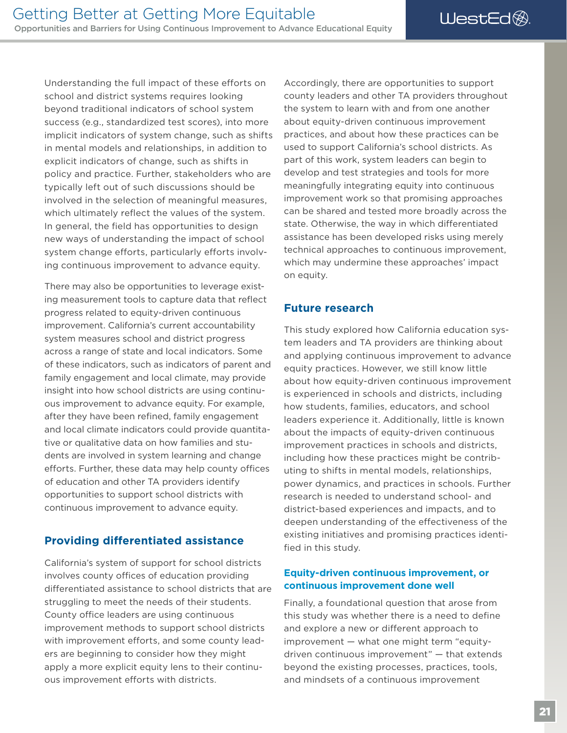Understanding the full impact of these efforts on school and district systems requires looking beyond traditional indicators of school system success (e.g., standardized test scores), into more implicit indicators of system change, such as shifts in mental models and relationships, in addition to explicit indicators of change, such as shifts in policy and practice. Further, stakeholders who are typically left out of such discussions should be involved in the selection of meaningful measures, which ultimately reflect the values of the system. In general, the field has opportunities to design new ways of understanding the impact of school system change efforts, particularly efforts involving continuous improvement to advance equity.

There may also be opportunities to leverage existing measurement tools to capture data that reflect progress related to equity-driven continuous improvement. California's current accountability system measures school and district progress across a range of state and local indicators. Some of these indicators, such as indicators of parent and family engagement and local climate, may provide insight into how school districts are using continuous improvement to advance equity. For example, after they have been refined, family engagement and local climate indicators could provide quantitative or qualitative data on how families and students are involved in system learning and change efforts. Further, these data may help county offices of education and other TA providers identify opportunities to support school districts with continuous improvement to advance equity.

## Providing differentiated assistance

California's system of support for school districts involves county offices of education providing differentiated assistance to school districts that are struggling to meet the needs of their students. County office leaders are using continuous improvement methods to support school districts with improvement efforts, and some county leaders are beginning to consider how they might apply a more explicit equity lens to their continuous improvement efforts with districts.

Accordingly, there are opportunities to support county leaders and other TA providers throughout the system to learn with and from one another about equity-driven continuous improvement practices, and about how these practices can be used to support California's school districts. As part of this work, system leaders can begin to develop and test strategies and tools for more meaningfully integrating equity into continuous improvement work so that promising approaches can be shared and tested more broadly across the state. Otherwise, the way in which differentiated assistance has been developed risks using merely technical approaches to continuous improvement, which may undermine these approaches' impact on equity.

## Future research

This study explored how California education system leaders and TA providers are thinking about and applying continuous improvement to advance equity practices. However, we still know little about how equity-driven continuous improvement is experienced in schools and districts, including how students, families, educators, and school leaders experience it. Additionally, little is known about the impacts of equity-driven continuous improvement practices in schools and districts, including how these practices might be contributing to shifts in mental models, relationships, power dynamics, and practices in schools. Further research is needed to understand school- and district-based experiences and impacts, and to deepen understanding of the effectiveness of the existing initiatives and promising practices identified in this study.

### Equity-driven continuous improvement, or continuous improvement done well

Finally, a foundational question that arose from this study was whether there is a need to define and explore a new or different approach to improvement — what one might term "equity-driven continuous improvement" — that extends beyond the existing processes, practices, tools, and mindsets of a continuous improvement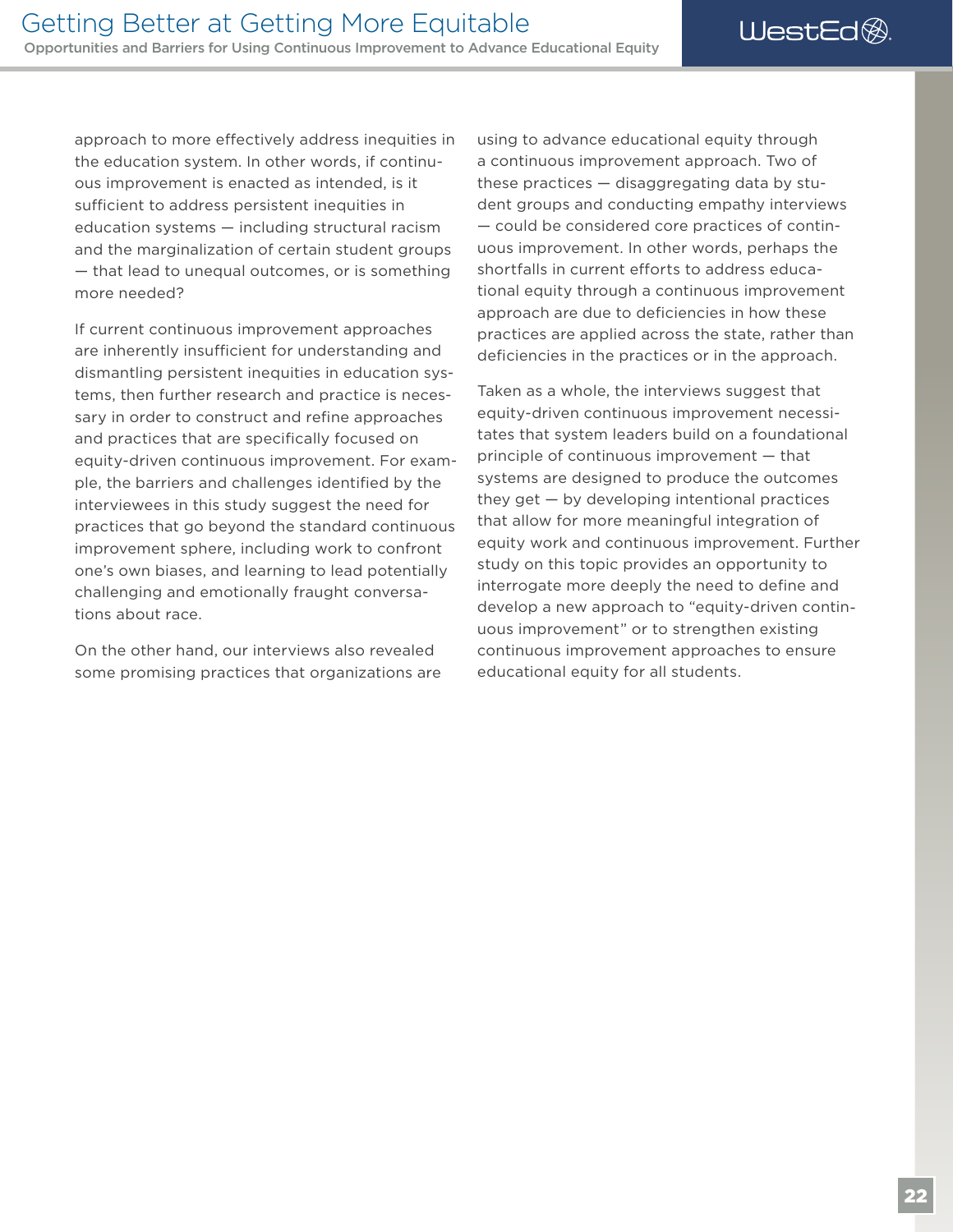approach to more effectively address inequities in the education system. In other words, if continuous improvement is enacted as intended, is it sufficient to address persistent inequities in education systems — including structural racism and the marginalization of certain student groups — that lead to unequal outcomes, or is something more needed?

If current continuous improvement approaches are inherently insufficient for understanding and dismantling persistent inequities in education systems, then further research and practice is necessary in order to construct and refine approaches and practices that are specifically focused on equity-driven continuous improvement. For example, the barriers and challenges identified by the interviewees in this study suggest the need for practices that go beyond the standard continuous improvement sphere, including work to confront one's own biases, and learning to lead potentially challenging and emotionally fraught conversations about race.

On the other hand, our interviews also revealed some promising practices that organizations are using to advance educational equity through a continuous improvement approach. Two of these practices — disaggregating data by student groups and conducting empathy interviews — could be considered core practices of continuous improvement. In other words, perhaps the shortfalls in current efforts to address educational equity through a continuous improvement approach are due to deficiencies in how these practices are applied across the state, rather than deficiencies in the practices or in the approach.

Taken as a whole, the interviews suggest that equity-driven continuous improvement necessitates that system leaders build on a foundational principle of continuous improvement — that systems are designed to produce the outcomes they get — by developing intentional practices that allow for more meaningful integration of equity work and continuous improvement. Further study on this topic provides an opportunity to interrogate more deeply the need to define and develop a new approach to "equity-driven continuous improvement" or to strengthen existing continuous improvement approaches to ensure educational equity for all students.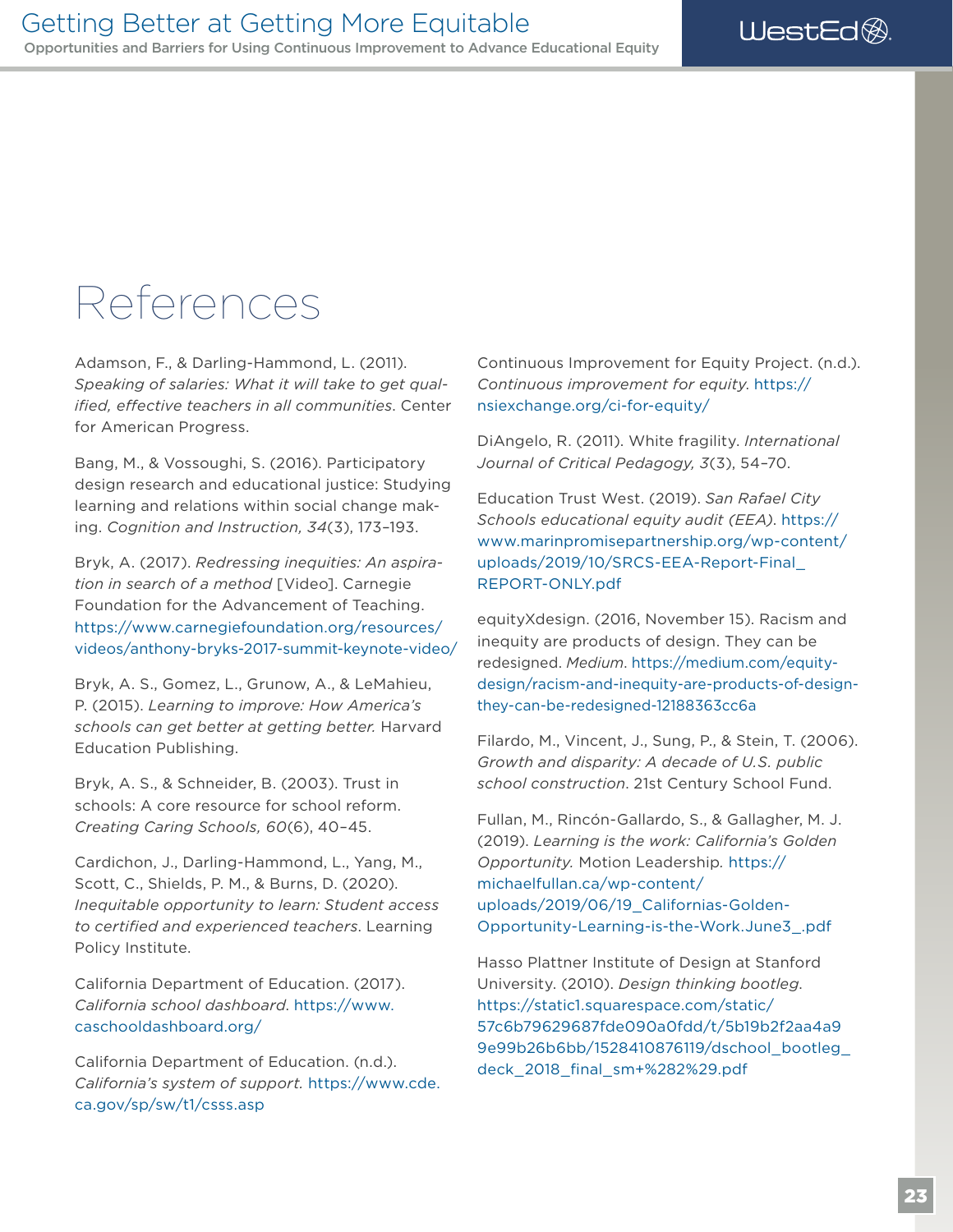# References

Adamson, F., & Darling-Hammond, L. (2011). *Speaking of salaries: What it will take to get qualified, effective teachers in all communities*. Center for American Progress.

Bang, M., & Vossoughi, S. (2016). Participatory design research and educational justice: Studying learning and relations within social change making. *Cognition and Instruction, 34*(3), 173–193.

Bryk, A. (2017). *Redressing inequities: An aspiration in search of a method* [Video]. Carnegie Foundation for the Advancement of Teaching. https://www.carnegiefoundation.org/resources/videos/anthony-bryks-2017-summit-keynote-video/

Bryk, A. S., Gomez, L., Grunow, A., & LeMahieu, P. (2015). *Learning to improve: How America's schools can get better at getting better.* Harvard Education Publishing.

Bryk, A. S., & Schneider, B. (2003). Trust in schools: A core resource for school reform. *Creating Caring Schools, 60*(6), 40–45.

Cardichon, J., Darling-Hammond, L., Yang, M., Scott, C., Shields, P. M., & Burns, D. (2020). *Inequitable opportunity to learn: Student access to certified and experienced teachers*. Learning Policy Institute.

California Department of Education. (2017). *California school dashboard*. https://www.caschooldashboard.org/

California Department of Education. (n.d.). *California's system of support.* https://www.cde.ca.gov/sp/sw/t1/csss.asp

Continuous Improvement for Equity Project. (n.d.). *Continuous improvement for equity*. https://nsiexchange.org/ci-for-equity/

DiAngelo, R. (2011). White fragility. *International Journal of Critical Pedagogy, 3*(3), 54–70.

Education Trust West. (2019). *San Rafael City Schools educational equity audit (EEA)*. https://www.marinpromisepartnership.org/wp-content/uploads/2019/10/SRCS-EEA-Report-Final_REPORT-ONLY.pdf

equityXdesign. (2016, November 15). Racism and inequity are products of design. They can be redesigned. *Medium*. https://medium.com/equity-design/racism-and-inequity-are-products-of-design-they-can-be-redesigned-12188363cc6a

Filardo, M., Vincent, J., Sung, P., & Stein, T. (2006). *Growth and disparity: A decade of U.S. public school construction*. 21st Century School Fund.

Fullan, M., Rincón-Gallardo, S., & Gallagher, M. J. (2019). *Learning is the work: California's Golden Opportunity.* Motion Leadership. https://michaelfullan.ca/wp-content/uploads/2019/06/19_Californias-Golden-Opportunity-Learning-is-the-Work.June3_.pdf

Hasso Plattner Institute of Design at Stanford University. (2010). *Design thinking bootleg.* https://static1.squarespace.com/static/57c6b79629687fde090a0fdd/t/5b19b2f2aa4a99e99b26b6bb/1528410876119/dschool_bootleg_deck_2018_final_sm+%282%29.pdf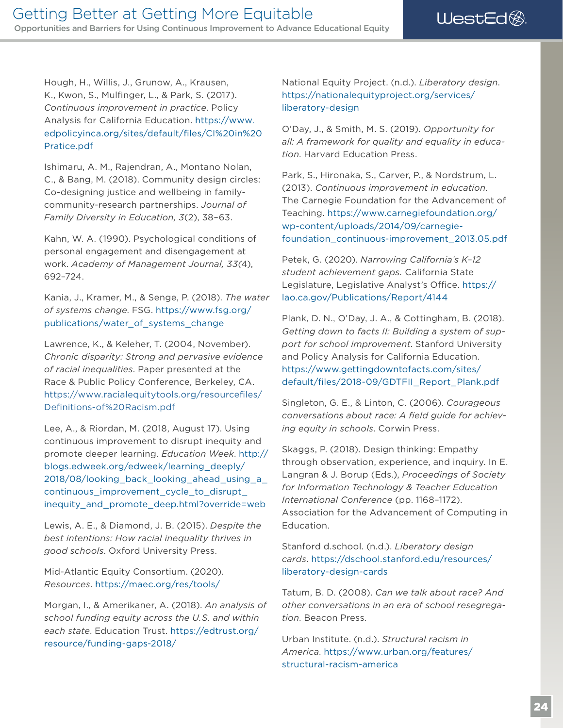Hough, H., Willis, J., Grunow, A., Krausen, K., Kwon, S., Mulfinger, L., & Park, S. (2017). *Continuous improvement in practice*. Policy Analysis for California Education. https://www.edpolicyinca.org/sites/default/files/CI%20in%20Pratice.pdf

Ishimaru, A. M., Rajendran, A., Montano Nolan, C., & Bang, M. (2018). Community design circles: Co-designing justice and wellbeing in family-community-research partnerships. *Journal of Family Diversity in Education, 3*(2), 38–63.

Kahn, W. A. (1990). Psychological conditions of personal engagement and disengagement at work. *Academy of Management Journal, 33*(4), 692–724.

Kania, J., Kramer, M., & Senge, P. (2018). *The water of systems change*. FSG. https://www.fsg.org/publications/water_of_systems_change

Lawrence, K., & Keleher, T. (2004, November). *Chronic disparity: Strong and pervasive evidence of racial inequalities*. Paper presented at the Race & Public Policy Conference, Berkeley, CA. https://www.racialequitytools.org/resourcefiles/Definitions-of%20Racism.pdf

Lee, A., & Riordan, M. (2018, August 17). Using continuous improvement to disrupt inequity and promote deeper learning. *Education Week*. http://blogs.edweek.org/edweek/learning_deeply/2018/08/looking_back_looking_ahead_using_a_continuous_improvement_cycle_to_disrupt_inequity_and_promote_deep.html?override=web

Lewis, A. E., & Diamond, J. B. (2015). *Despite the best intentions: How racial inequality thrives in good schools*. Oxford University Press.

Mid-Atlantic Equity Consortium. (2020). *Resources*. https://maec.org/res/tools/

Morgan, I., & Amerikaner, A. (2018). *An analysis of school funding equity across the U.S. and within each state*. Education Trust. https://edtrust.org/resource/funding-gaps-2018/

National Equity Project. (n.d.). *Liberatory design*. https://nationalequityproject.org/services/liberatory-design

O'Day, J., & Smith, M. S. (2019). *Opportunity for all: A framework for quality and equality in education*. Harvard Education Press.

Park, S., Hironaka, S., Carver, P., & Nordstrum, L. (2013). *Continuous improvement in education*. The Carnegie Foundation for the Advancement of Teaching. https://www.carnegiefoundation.org/wp-content/uploads/2014/09/carnegie-foundation_continuous-improvement_2013.05.pdf

Petek, G. (2020). *Narrowing California's K–12 student achievement gaps.* California State Legislature, Legislative Analyst's Office. https://lao.ca.gov/Publications/Report/4144

Plank, D. N., O'Day, J. A., & Cottingham, B. (2018). *Getting down to facts II: Building a system of support for school improvement*. Stanford University and Policy Analysis for California Education. https://www.gettingdowntofacts.com/sites/default/files/2018-09/GDTFII_Report_Plank.pdf

Singleton, G. E., & Linton, C. (2006). *Courageous conversations about race: A field guide for achieving equity in schools*. Corwin Press.

Skaggs, P. (2018). Design thinking: Empathy through observation, experience, and inquiry. In E. Langran & J. Borup (Eds.), *Proceedings of Society for Information Technology & Teacher Education International Conference* (pp. 1168–1172). Association for the Advancement of Computing in Education.

Stanford d.school. (n.d.). *Liberatory design cards*. https://dschool.stanford.edu/resources/liberatory-design-cards

Tatum, B. D. (2008). *Can we talk about race? And other conversations in an era of school resegregation*. Beacon Press.

Urban Institute. (n.d.). *Structural racism in America*. https://www.urban.org/features/structural-racism-america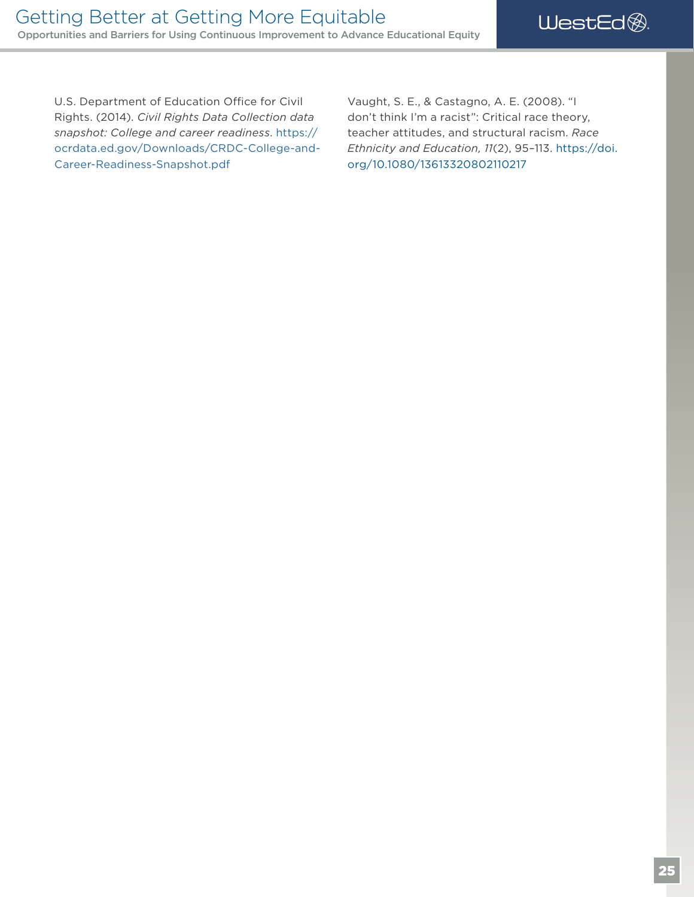U.S. Department of Education Office for Civil Rights. (2014). *Civil Rights Data Collection data snapshot: College and career readiness*. https://ocrdata.ed.gov/Downloads/CRDC-College-and-Career-Readiness-Snapshot.pdf

Vaught, S. E., & Castagno, A. E. (2008). "I don't think I'm a racist": Critical race theory, teacher attitudes, and structural racism. *Race Ethnicity and Education, 11*(2), 95–113. https://doi.org/10.1080/13613320802110217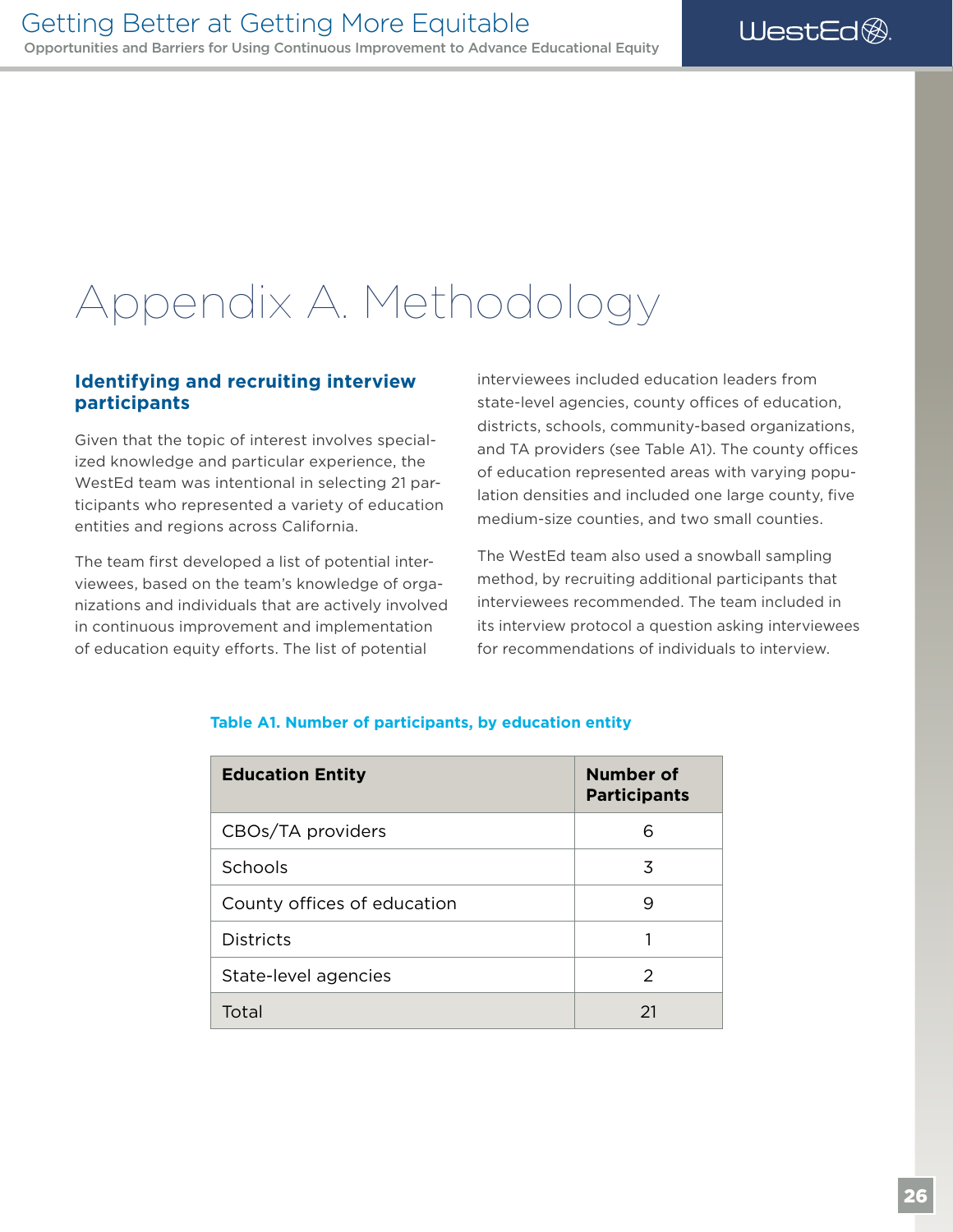# Appendix A. Methodology

## Identifying and recruiting interview participants

Given that the topic of interest involves specialized knowledge and particular experience, the WestEd team was intentional in selecting 21 participants who represented a variety of education entities and regions across California.

The team first developed a list of potential interviewees, based on the team's knowledge of organizations and individuals that are actively involved in continuous improvement and implementation of education equity efforts. The list of potential interviewees included education leaders from state-level agencies, county offices of education, districts, schools, community-based organizations, and TA providers (see Table A1). The county offices of education represented areas with varying population densities and included one large county, five medium-size counties, and two small counties.

The WestEd team also used a snowball sampling method, by recruiting additional participants that interviewees recommended. The team included in its interview protocol a question asking interviewees for recommendations of individuals to interview.

**Table A1. Number of participants, by education entity**

| Education Entity | Number of Participants |
|---|---|
| CBOs/TA providers | 6 |
| Schools | 3 |
| County offices of education | 9 |
| Districts | 1 |
| State-level agencies | 2 |
| Total | 21 |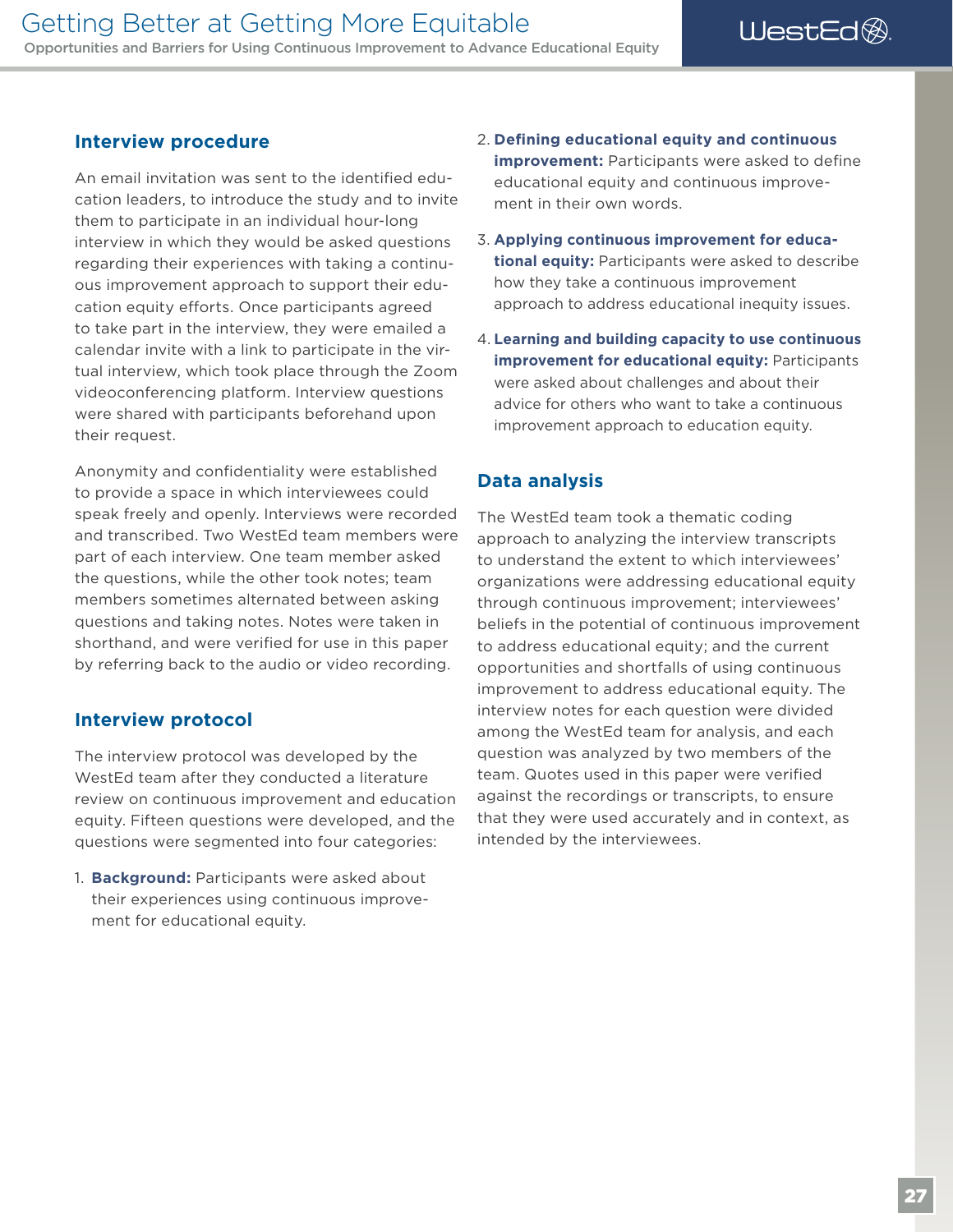## Interview procedure

An email invitation was sent to the identified education leaders, to introduce the study and to invite them to participate in an individual hour-long interview in which they would be asked questions regarding their experiences with taking a continuous improvement approach to support their education equity efforts. Once participants agreed to take part in the interview, they were emailed a calendar invite with a link to participate in the virtual interview, which took place through the Zoom videoconferencing platform. Interview questions were shared with participants beforehand upon their request.

Anonymity and confidentiality were established to provide a space in which interviewees could speak freely and openly. Interviews were recorded and transcribed. Two WestEd team members were part of each interview. One team member asked the questions, while the other took notes; team members sometimes alternated between asking questions and taking notes. Notes were taken in shorthand, and were verified for use in this paper by referring back to the audio or video recording.

## Interview protocol

The interview protocol was developed by the WestEd team after they conducted a literature review on continuous improvement and education equity. Fifteen questions were developed, and the questions were segmented into four categories:

1. **Background:** Participants were asked about their experiences using continuous improvement for educational equity.
2. **Defining educational equity and continuous improvement:** Participants were asked to define educational equity and continuous improvement in their own words.
3. **Applying continuous improvement for educational equity:** Participants were asked to describe how they take a continuous improvement approach to address educational inequity issues.
4. **Learning and building capacity to use continuous improvement for educational equity:** Participants were asked about challenges and about their advice for others who want to take a continuous improvement approach to education equity.

## Data analysis

The WestEd team took a thematic coding approach to analyzing the interview transcripts to understand the extent to which interviewees' organizations were addressing educational equity through continuous improvement; interviewees' beliefs in the potential of continuous improvement to address educational equity; and the current opportunities and shortfalls of using continuous improvement to address educational equity. The interview notes for each question were divided among the WestEd team for analysis, and each question was analyzed by two members of the team. Quotes used in this paper were verified against the recordings or transcripts, to ensure that they were used accurately and in context, as intended by the interviewees.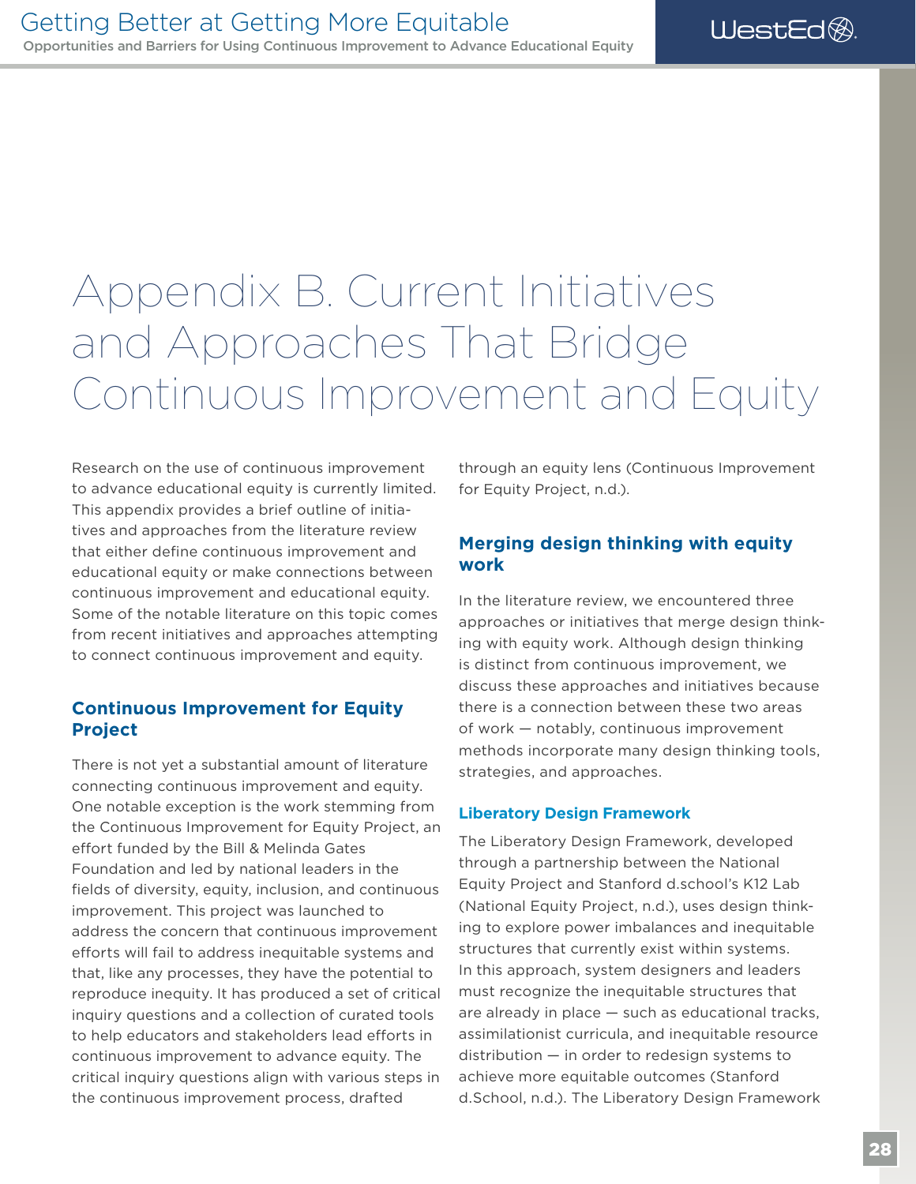# Appendix B. Current Initiatives and Approaches That Bridge Continuous Improvement and Equity

Research on the use of continuous improvement to advance educational equity is currently limited. This appendix provides a brief outline of initiatives and approaches from the literature review that either define continuous improvement and educational equity or make connections between continuous improvement and educational equity. Some of the notable literature on this topic comes from recent initiatives and approaches attempting to connect continuous improvement and equity.

## Continuous Improvement for Equity Project

There is not yet a substantial amount of literature connecting continuous improvement and equity. One notable exception is the work stemming from the Continuous Improvement for Equity Project, an effort funded by the Bill & Melinda Gates Foundation and led by national leaders in the fields of diversity, equity, inclusion, and continuous improvement. This project was launched to address the concern that continuous improvement efforts will fail to address inequitable systems and that, like any processes, they have the potential to reproduce inequity. It has produced a set of critical inquiry questions and a collection of curated tools to help educators and stakeholders lead efforts in continuous improvement to advance equity. The critical inquiry questions align with various steps in the continuous improvement process, drafted through an equity lens (Continuous Improvement for Equity Project, n.d.).

## Merging design thinking with equity work

In the literature review, we encountered three approaches or initiatives that merge design thinking with equity work. Although design thinking is distinct from continuous improvement, we discuss these approaches and initiatives because there is a connection between these two areas of work — notably, continuous improvement methods incorporate many design thinking tools, strategies, and approaches.

### Liberatory Design Framework

The Liberatory Design Framework, developed through a partnership between the National Equity Project and Stanford d.school's K12 Lab (National Equity Project, n.d.), uses design thinking to explore power imbalances and inequitable structures that currently exist within systems. In this approach, system designers and leaders must recognize the inequitable structures that are already in place — such as educational tracks, assimilationist curricula, and inequitable resource distribution — in order to redesign systems to achieve more equitable outcomes (Stanford d.School, n.d.). The Liberatory Design Framework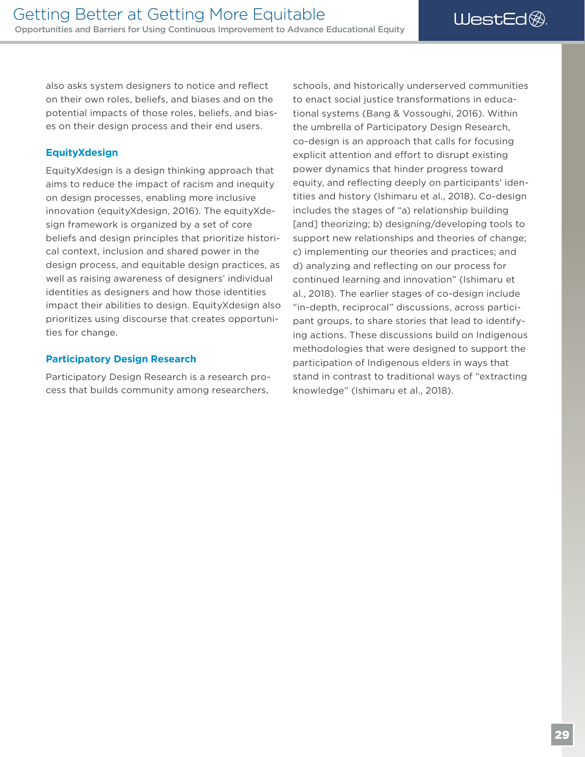also asks system designers to notice and reflect on their own roles, beliefs, and biases and on the potential impacts of those roles, beliefs, and biases on their design process and their end users.

### EquityXdesign

EquityXdesign is a design thinking approach that aims to reduce the impact of racism and inequity on design processes, enabling more inclusive innovation (equityXdesign, 2016). The equityXdesign framework is organized by a set of core beliefs and design principles that prioritize historical context, inclusion and shared power in the design process, and equitable design practices, as well as raising awareness of designers' individual identities as designers and how those identities impact their abilities to design. EquityXdesign also prioritizes using discourse that creates opportunities for change.

### Participatory Design Research

Participatory Design Research is a research process that builds community among researchers, schools, and historically underserved communities to enact social justice transformations in educational systems (Bang & Vossoughi, 2016). Within the umbrella of Participatory Design Research, co-design is an approach that calls for focusing explicit attention and effort to disrupt existing power dynamics that hinder progress toward equity, and reflecting deeply on participants' identities and history (Ishimaru et al., 2018). Co-design includes the stages of "a) relationship building [and] theorizing; b) designing/developing tools to support new relationships and theories of change; c) implementing our theories and practices; and d) analyzing and reflecting on our process for continued learning and innovation" (Ishimaru et al., 2018). The earlier stages of co-design include "in-depth, reciprocal" discussions, across participant groups, to share stories that lead to identifying actions. These discussions build on Indigenous methodologies that were designed to support the participation of Indigenous elders in ways that stand in contrast to traditional ways of "extracting knowledge" (Ishimaru et al., 2018).